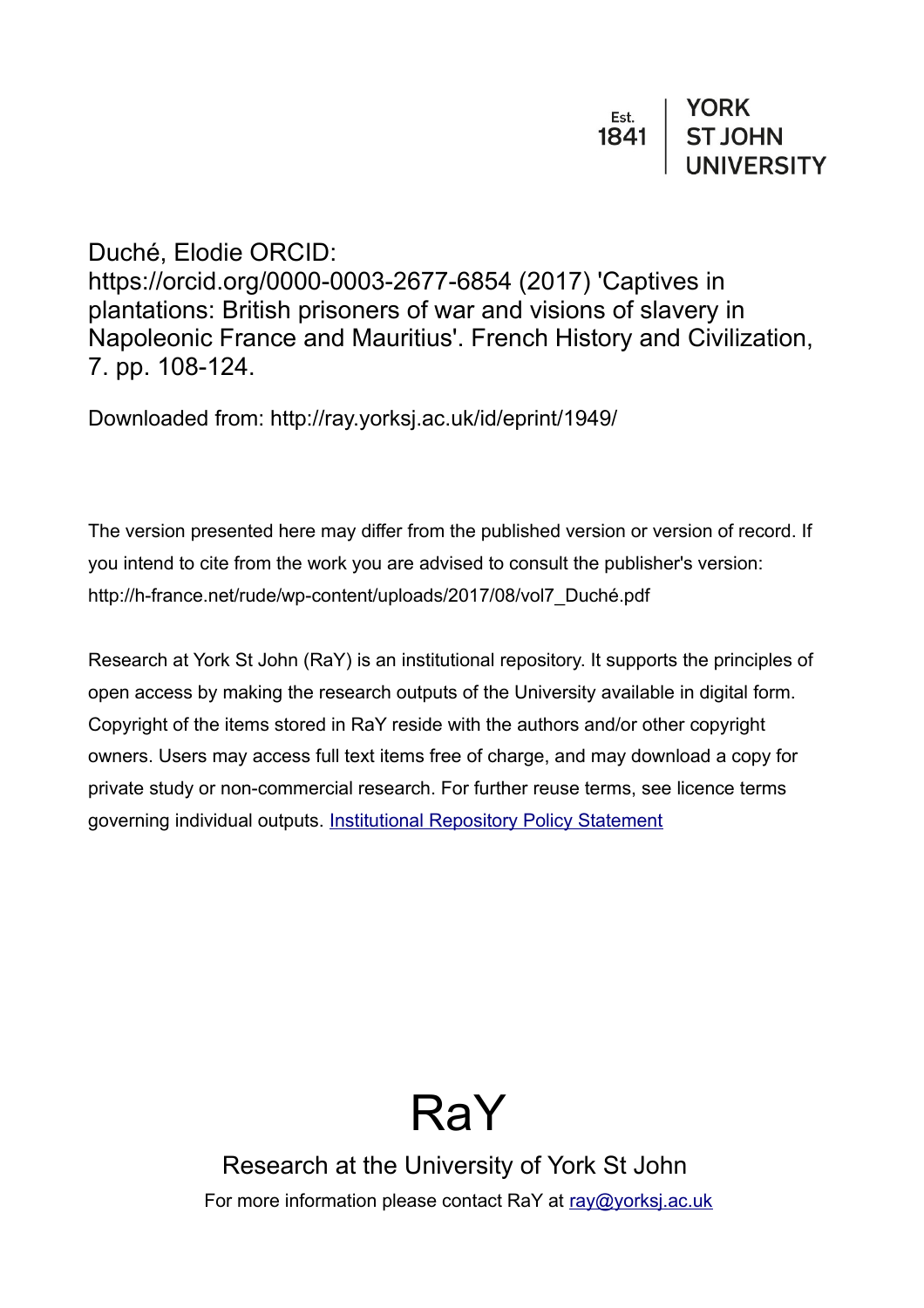Est. 1841 | YORK ST JOHN UNIVERSITY

Duché, Elodie ORCID: https://orcid.org/0000-0003-2677-6854 (2017) 'Captives in plantations: British prisoners of war and visions of slavery in Napoleonic France and Mauritius'. French History and Civilization, 7. pp. 108-124.

Downloaded from: http://ray.yorksj.ac.uk/id/eprint/1949/

The version presented here may differ from the published version or version of record. If you intend to cite from the work you are advised to consult the publisher's version: http://h-france.net/rude/wp-content/uploads/2017/08/vol7_Duché.pdf

Research at York St John (RaY) is an institutional repository. It supports the principles of open access by making the research outputs of the University available in digital form. Copyright of the items stored in RaY reside with the authors and/or other copyright owners. Users may access full text items free of charge, and may download a copy for private study or non-commercial research. For further reuse terms, see licence terms governing individual outputs. [Institutional Repository Policy Statement](Institutional Repository Policy Statement)

# RaY

Research at the University of York St John

For more information please contact RaY at ray@yorksj.ac.uk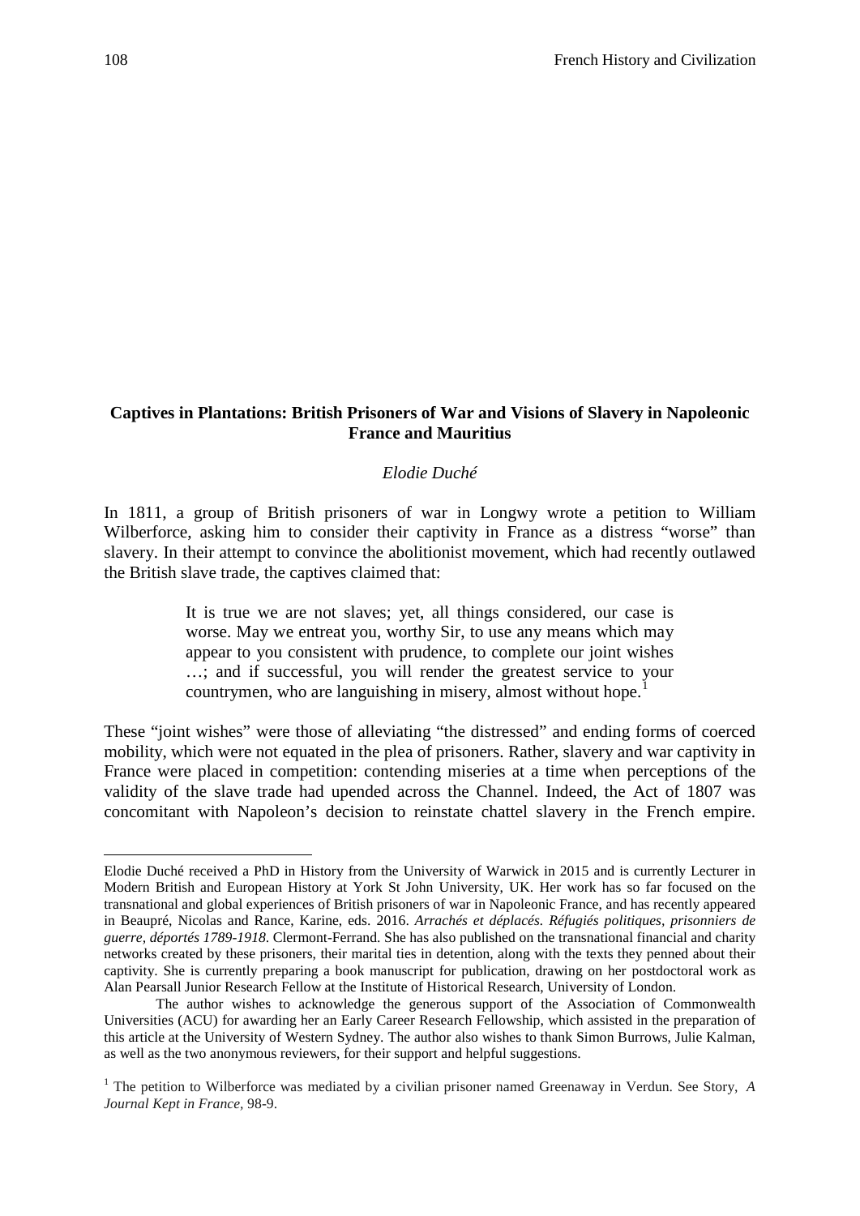**Captives in Plantations: British Prisoners of War and Visions of Slavery in Napoleonic France and Mauritius**

*Elodie Duché*

In 1811, a group of British prisoners of war in Longwy wrote a petition to William Wilberforce, asking him to consider their captivity in France as a distress "worse" than slavery. In their attempt to convince the abolitionist movement, which had recently outlawed the British slave trade, the captives claimed that:

> It is true we are not slaves; yet, all things considered, our case is worse. May we entreat you, worthy Sir, to use any means which may appear to you consistent with prudence, to complete our joint wishes …; and if successful, you will render the greatest service to your countrymen, who are languishing in misery, almost without hope.[1]

These "joint wishes" were those of alleviating "the distressed" and ending forms of coerced mobility, which were not equated in the plea of prisoners. Rather, slavery and war captivity in France were placed in competition: contending miseries at a time when perceptions of the validity of the slave trade had upended across the Channel. Indeed, the Act of 1807 was concomitant with Napoleon's decision to reinstate chattel slavery in the French empire.

---

Elodie Duché received a PhD in History from the University of Warwick in 2015 and is currently Lecturer in Modern British and European History at York St John University, UK. Her work has so far focused on the transnational and global experiences of British prisoners of war in Napoleonic France, and has recently appeared in Beaupré, Nicolas and Rance, Karine, eds. 2016. *Arrachés et déplacés. Réfugiés politiques, prisonniers de guerre, déportés 1789-1918*. Clermont-Ferrand. She has also published on the transnational financial and charity networks created by these prisoners, their marital ties in detention, along with the texts they penned about their captivity. She is currently preparing a book manuscript for publication, drawing on her postdoctoral work as Alan Pearsall Junior Research Fellow at the Institute of Historical Research, University of London.

The author wishes to acknowledge the generous support of the Association of Commonwealth Universities (ACU) for awarding her an Early Career Research Fellowship, which assisted in the preparation of this article at the University of Western Sydney. The author also wishes to thank Simon Burrows, Julie Kalman, as well as the two anonymous reviewers, for their support and helpful suggestions.

[1] The petition to Wilberforce was mediated by a civilian prisoner named Greenaway in Verdun. See Story, *A Journal Kept in France*, 98-9.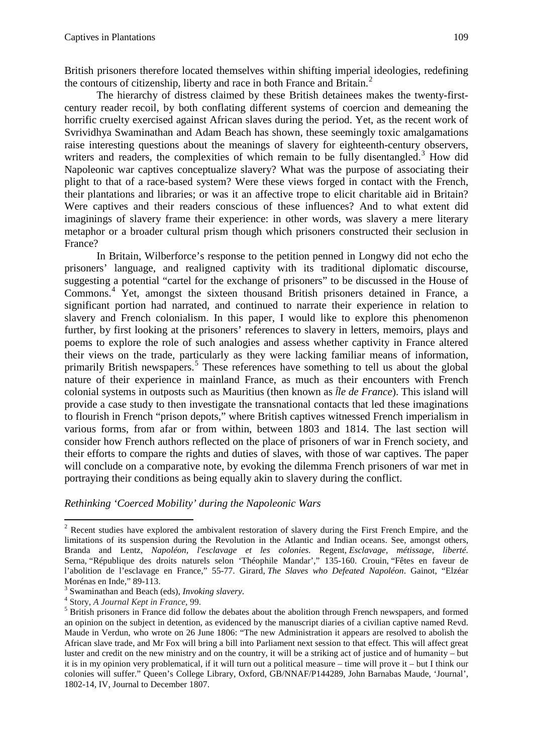British prisoners therefore located themselves within shifting imperial ideologies, redefining the contours of citizenship, liberty and race in both France and Britain.[2]

The hierarchy of distress claimed by these British detainees makes the twenty-first-century reader recoil, by both conflating different systems of coercion and demeaning the horrific cruelty exercised against African slaves during the period. Yet, as the recent work of Svrividhya Swaminathan and Adam Beach has shown, these seemingly toxic amalgamations raise interesting questions about the meanings of slavery for eighteenth-century observers, writers and readers, the complexities of which remain to be fully disentangled.[3] How did Napoleonic war captives conceptualize slavery? What was the purpose of associating their plight to that of a race-based system? Were these views forged in contact with the French, their plantations and libraries; or was it an affective trope to elicit charitable aid in Britain? Were captives and their readers conscious of these influences? And to what extent did imaginings of slavery frame their experience: in other words, was slavery a mere literary metaphor or a broader cultural prism though which prisoners constructed their seclusion in France?

In Britain, Wilberforce's response to the petition penned in Longwy did not echo the prisoners' language, and realigned captivity with its traditional diplomatic discourse, suggesting a potential "cartel for the exchange of prisoners" to be discussed in the House of Commons.[4] Yet, amongst the sixteen thousand British prisoners detained in France, a significant portion had narrated, and continued to narrate their experience in relation to slavery and French colonialism. In this paper, I would like to explore this phenomenon further, by first looking at the prisoners' references to slavery in letters, memoirs, plays and poems to explore the role of such analogies and assess whether captivity in France altered their views on the trade, particularly as they were lacking familiar means of information, primarily British newspapers.[5] These references have something to tell us about the global nature of their experience in mainland France, as much as their encounters with French colonial systems in outposts such as Mauritius (then known as *Île de France*). This island will provide a case study to then investigate the transnational contacts that led these imaginations to flourish in French "prison depots," where British captives witnessed French imperialism in various forms, from afar or from within, between 1803 and 1814. The last section will consider how French authors reflected on the place of prisoners of war in French society, and their efforts to compare the rights and duties of slaves, with those of war captives. The paper will conclude on a comparative note, by evoking the dilemma French prisoners of war met in portraying their conditions as being equally akin to slavery during the conflict.

### *Rethinking 'Coerced Mobility' during the Napoleonic Wars*

---

[2] Recent studies have explored the ambivalent restoration of slavery during the First French Empire, and the limitations of its suspension during the Revolution in the Atlantic and Indian oceans. See, amongst others, Branda and Lentz, *Napoléon, l'esclavage et les colonies*. Regent, *Esclavage, métissage, liberté*. Serna, "République des droits naturels selon 'Théophile Mandar'," 135-160. Crouin, "Fêtes en faveur de l'abolition de l'esclavage en France," 55-77. Girard, *The Slaves who Defeated Napoléon*. Gainot, "Elzéar Morénas en Inde," 89-113.

[3] Swaminathan and Beach (eds), *Invoking slavery*.

[4] Story, *A Journal Kept in France*, 99.

[5] British prisoners in France did follow the debates about the abolition through French newspapers, and formed an opinion on the subject in detention, as evidenced by the manuscript diaries of a civilian captive named Revd. Maude in Verdun, who wrote on 26 June 1806: "The new Administration it appears are resolved to abolish the African slave trade, and Mr Fox will bring a bill into Parliament next session to that effect. This will affect great luster and credit on the new ministry and on the country, it will be a striking act of justice and of humanity – but it is in my opinion very problematical, if it will turn out a political measure – time will prove it – but I think our colonies will suffer." Queen's College Library, Oxford, GB/NNAF/P144289, John Barnabas Maude, 'Journal', 1802-14, IV, Journal to December 1807.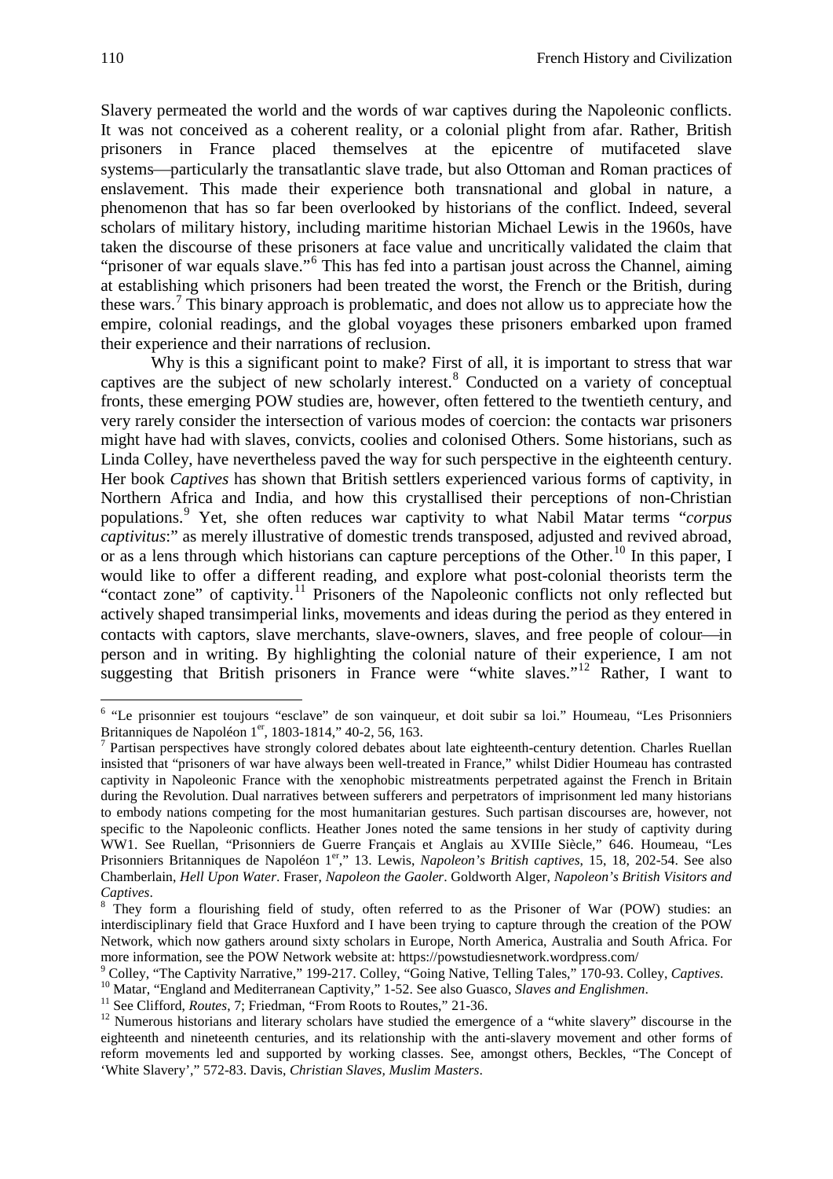Slavery permeated the world and the words of war captives during the Napoleonic conflicts. It was not conceived as a coherent reality, or a colonial plight from afar. Rather, British prisoners in France placed themselves at the epicentre of mutifaceted slave systems—particularly the transatlantic slave trade, but also Ottoman and Roman practices of enslavement. This made their experience both transnational and global in nature, a phenomenon that has so far been overlooked by historians of the conflict. Indeed, several scholars of military history, including maritime historian Michael Lewis in the 1960s, have taken the discourse of these prisoners at face value and uncritically validated the claim that "prisoner of war equals slave."[6] This has fed into a partisan joust across the Channel, aiming at establishing which prisoners had been treated the worst, the French or the British, during these wars.[7] This binary approach is problematic, and does not allow us to appreciate how the empire, colonial readings, and the global voyages these prisoners embarked upon framed their experience and their narrations of reclusion.

Why is this a significant point to make? First of all, it is important to stress that war captives are the subject of new scholarly interest.[8] Conducted on a variety of conceptual fronts, these emerging POW studies are, however, often fettered to the twentieth century, and very rarely consider the intersection of various modes of coercion: the contacts war prisoners might have had with slaves, convicts, coolies and colonised Others. Some historians, such as Linda Colley, have nevertheless paved the way for such perspective in the eighteenth century. Her book *Captives* has shown that British settlers experienced various forms of captivity, in Northern Africa and India, and how this crystallised their perceptions of non-Christian populations.[9] Yet, she often reduces war captivity to what Nabil Matar terms "*corpus captivitus*:" as merely illustrative of domestic trends transposed, adjusted and revived abroad, or as a lens through which historians can capture perceptions of the Other.[10] In this paper, I would like to offer a different reading, and explore what post-colonial theorists term the "contact zone" of captivity.[11] Prisoners of the Napoleonic conflicts not only reflected but actively shaped transimperial links, movements and ideas during the period as they entered in contacts with captors, slave merchants, slave-owners, slaves, and free people of colour—in person and in writing. By highlighting the colonial nature of their experience, I am not suggesting that British prisoners in France were "white slaves."[12] Rather, I want to

---

[6] "Le prisonnier est toujours "esclave" de son vainqueur, et doit subir sa loi." Houmeau, "Les Prisonniers Britanniques de Napoléon 1er, 1803-1814," 40-2, 56, 163.

[7] Partisan perspectives have strongly colored debates about late eighteenth-century detention. Charles Ruellan insisted that "prisoners of war have always been well-treated in France," whilst Didier Houmeau has contrasted captivity in Napoleonic France with the xenophobic mistreatments perpetrated against the French in Britain during the Revolution. Dual narratives between sufferers and perpetrators of imprisonment led many historians to embody nations competing for the most humanitarian gestures. Such partisan discourses are, however, not specific to the Napoleonic conflicts. Heather Jones noted the same tensions in her study of captivity during WW1. See Ruellan, "Prisonniers de Guerre Français et Anglais au XVIIIe Siècle," 646. Houmeau, "Les Prisonniers Britanniques de Napoléon 1er," 13. Lewis, *Napoleon's British captives*, 15, 18, 202-54. See also Chamberlain, *Hell Upon Water*. Fraser, *Napoleon the Gaoler*. Goldworth Alger, *Napoleon's British Visitors and Captives*.

[8] They form a flourishing field of study, often referred to as the Prisoner of War (POW) studies: an interdisciplinary field that Grace Huxford and I have been trying to capture through the creation of the POW Network, which now gathers around sixty scholars in Europe, North America, Australia and South Africa. For more information, see the POW Network website at: https://powstudiesnetwork.wordpress.com/

[9] Colley, "The Captivity Narrative," 199-217. Colley, "Going Native, Telling Tales," 170-93. Colley, *Captives*.

[10] Matar, "England and Mediterranean Captivity," 1-52. See also Guasco, *Slaves and Englishmen*.

[11] See Clifford, *Routes*, 7; Friedman, "From Roots to Routes," 21-36.

[12] Numerous historians and literary scholars have studied the emergence of a "white slavery" discourse in the eighteenth and nineteenth centuries, and its relationship with the anti-slavery movement and other forms of reform movements led and supported by working classes. See, amongst others, Beckles, "The Concept of 'White Slavery'," 572-83. Davis, *Christian Slaves, Muslim Masters*.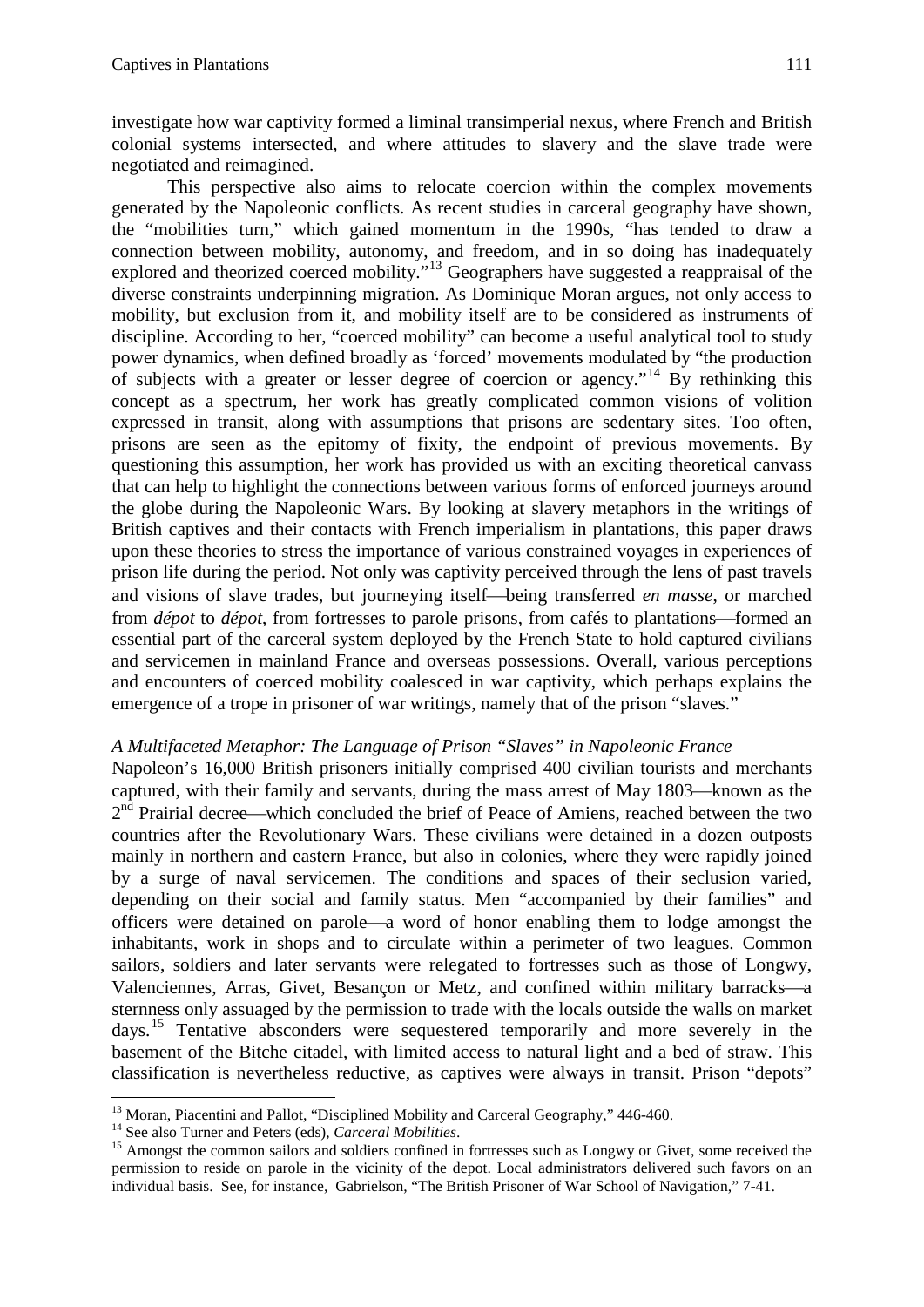investigate how war captivity formed a liminal transimperial nexus, where French and British colonial systems intersected, and where attitudes to slavery and the slave trade were negotiated and reimagined.

This perspective also aims to relocate coercion within the complex movements generated by the Napoleonic conflicts. As recent studies in carceral geography have shown, the "mobilities turn," which gained momentum in the 1990s, "has tended to draw a connection between mobility, autonomy, and freedom, and in so doing has inadequately explored and theorized coerced mobility."[13] Geographers have suggested a reappraisal of the diverse constraints underpinning migration. As Dominique Moran argues, not only access to mobility, but exclusion from it, and mobility itself are to be considered as instruments of discipline. According to her, "coerced mobility" can become a useful analytical tool to study power dynamics, when defined broadly as 'forced' movements modulated by "the production of subjects with a greater or lesser degree of coercion or agency."[14] By rethinking this concept as a spectrum, her work has greatly complicated common visions of volition expressed in transit, along with assumptions that prisons are sedentary sites. Too often, prisons are seen as the epitomy of fixity, the endpoint of previous movements. By questioning this assumption, her work has provided us with an exciting theoretical canvass that can help to highlight the connections between various forms of enforced journeys around the globe during the Napoleonic Wars. By looking at slavery metaphors in the writings of British captives and their contacts with French imperialism in plantations, this paper draws upon these theories to stress the importance of various constrained voyages in experiences of prison life during the period. Not only was captivity perceived through the lens of past travels and visions of slave trades, but journeying itself—being transferred *en masse*, or marched from *dépot* to *dépot*, from fortresses to parole prisons, from cafés to plantations—formed an essential part of the carceral system deployed by the French State to hold captured civilians and servicemen in mainland France and overseas possessions. Overall, various perceptions and encounters of coerced mobility coalesced in war captivity, which perhaps explains the emergence of a trope in prisoner of war writings, namely that of the prison "slaves."

*A Multifaceted Metaphor: The Language of Prison "Slaves" in Napoleonic France*

Napoleon's 16,000 British prisoners initially comprised 400 civilian tourists and merchants captured, with their family and servants, during the mass arrest of May 1803—known as the 2nd Prairial decree—which concluded the brief of Peace of Amiens, reached between the two countries after the Revolutionary Wars. These civilians were detained in a dozen outposts mainly in northern and eastern France, but also in colonies, where they were rapidly joined by a surge of naval servicemen. The conditions and spaces of their seclusion varied, depending on their social and family status. Men "accompanied by their families" and officers were detained on parole—a word of honor enabling them to lodge amongst the inhabitants, work in shops and to circulate within a perimeter of two leagues. Common sailors, soldiers and later servants were relegated to fortresses such as those of Longwy, Valenciennes, Arras, Givet, Besançon or Metz, and confined within military barracks—a sternness only assuaged by the permission to trade with the locals outside the walls on market days.[15] Tentative absconders were sequestered temporarily and more severely in the basement of the Bitche citadel, with limited access to natural light and a bed of straw. This classification is nevertheless reductive, as captives were always in transit. Prison "depots"

---

[13] Moran, Piacentini and Pallot, "Disciplined Mobility and Carceral Geography," 446-460.

[14] See also Turner and Peters (eds), *Carceral Mobilities*.

[15] Amongst the common sailors and soldiers confined in fortresses such as Longwy or Givet, some received the permission to reside on parole in the vicinity of the depot. Local administrators delivered such favors on an individual basis. See, for instance, Gabrielson, "The British Prisoner of War School of Navigation," 7-41.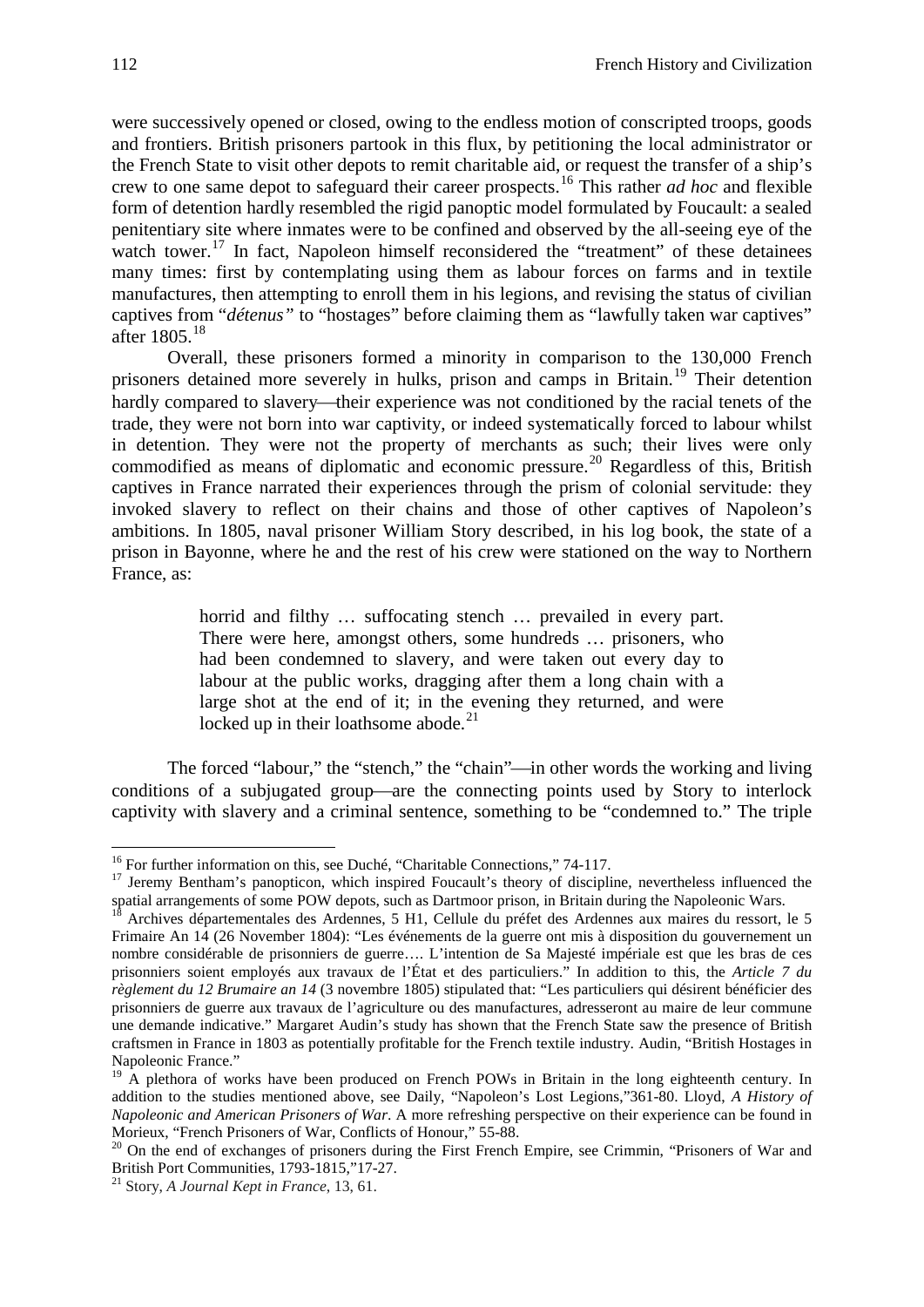were successively opened or closed, owing to the endless motion of conscripted troops, goods and frontiers. British prisoners partook in this flux, by petitioning the local administrator or the French State to visit other depots to remit charitable aid, or request the transfer of a ship's crew to one same depot to safeguard their career prospects.[16] This rather *ad hoc* and flexible form of detention hardly resembled the rigid panoptic model formulated by Foucault: a sealed penitentiary site where inmates were to be confined and observed by the all-seeing eye of the watch tower.[17] In fact, Napoleon himself reconsidered the "treatment" of these detainees many times: first by contemplating using them as labour forces on farms and in textile manufactures, then attempting to enroll them in his legions, and revising the status of civilian captives from "*détenus"* to "hostages" before claiming them as "lawfully taken war captives" after 1805.[18]

Overall, these prisoners formed a minority in comparison to the 130,000 French prisoners detained more severely in hulks, prison and camps in Britain.[19] Their detention hardly compared to slavery—their experience was not conditioned by the racial tenets of the trade, they were not born into war captivity, or indeed systematically forced to labour whilst in detention. They were not the property of merchants as such; their lives were only commodified as means of diplomatic and economic pressure.[20] Regardless of this, British captives in France narrated their experiences through the prism of colonial servitude: they invoked slavery to reflect on their chains and those of other captives of Napoleon's ambitions. In 1805, naval prisoner William Story described, in his log book, the state of a prison in Bayonne, where he and the rest of his crew were stationed on the way to Northern France, as:

> horrid and filthy … suffocating stench … prevailed in every part. There were here, amongst others, some hundreds … prisoners, who had been condemned to slavery, and were taken out every day to labour at the public works, dragging after them a long chain with a large shot at the end of it; in the evening they returned, and were locked up in their loathsome abode.[21]

The forced "labour," the "stench," the "chain"—in other words the working and living conditions of a subjugated group—are the connecting points used by Story to interlock captivity with slavery and a criminal sentence, something to be "condemned to." The triple

---

[16] For further information on this, see Duché, "Charitable Connections," 74-117.

[17] Jeremy Bentham's panopticon, which inspired Foucault's theory of discipline, nevertheless influenced the spatial arrangements of some POW depots, such as Dartmoor prison, in Britain during the Napoleonic Wars.

[18] Archives départementales des Ardennes, 5 H1, Cellule du préfet des Ardennes aux maires du ressort, le 5 Frimaire An 14 (26 November 1804): "Les événements de la guerre ont mis à disposition du gouvernement un nombre considérable de prisonniers de guerre…. L'intention de Sa Majesté impériale est que les bras de ces prisonniers soient employés aux travaux de l'État et des particuliers." In addition to this, the *Article 7 du règlement du 12 Brumaire an 14* (3 novembre 1805) stipulated that: "Les particuliers qui désirent bénéficier des prisonniers de guerre aux travaux de l'agriculture ou des manufactures, adresseront au maire de leur commune une demande indicative." Margaret Audin's study has shown that the French State saw the presence of British craftsmen in France in 1803 as potentially profitable for the French textile industry. Audin, "British Hostages in Napoleonic France."

[19] A plethora of works have been produced on French POWs in Britain in the long eighteenth century. In addition to the studies mentioned above, see Daily, "Napoleon's Lost Legions,"361-80. Lloyd, *A History of Napoleonic and American Prisoners of War*. A more refreshing perspective on their experience can be found in Morieux, "French Prisoners of War, Conflicts of Honour," 55-88.

[20] On the end of exchanges of prisoners during the First French Empire, see Crimmin, "Prisoners of War and British Port Communities, 1793-1815,"17-27.

[21] Story, *A Journal Kept in France*, 13, 61.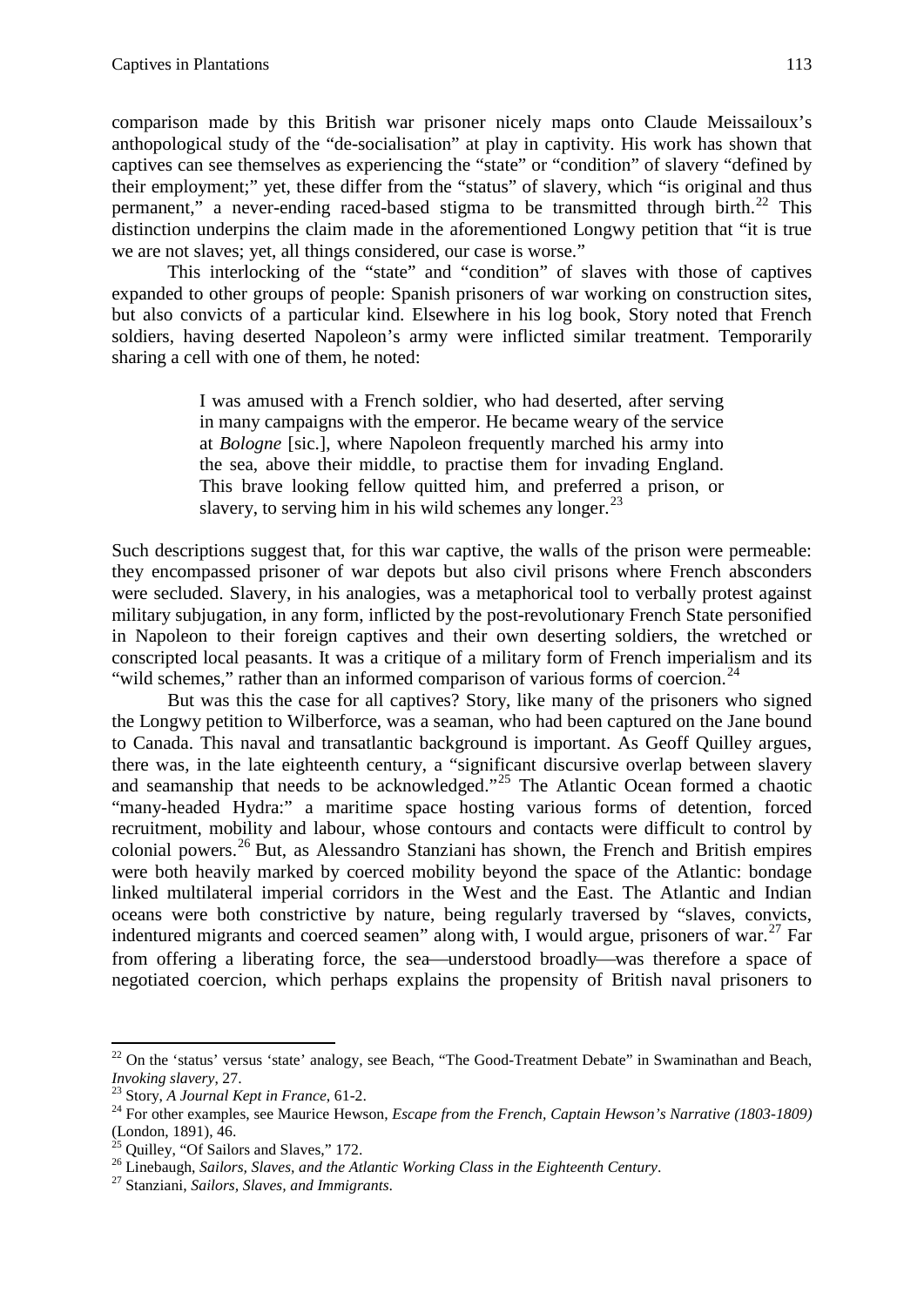comparison made by this British war prisoner nicely maps onto Claude Meissailoux's anthopological study of the "de-socialisation" at play in captivity. His work has shown that captives can see themselves as experiencing the "state" or "condition" of slavery "defined by their employment;" yet, these differ from the "status" of slavery, which "is original and thus permanent," a never-ending raced-based stigma to be transmitted through birth.[22] This distinction underpins the claim made in the aforementioned Longwy petition that "it is true we are not slaves; yet, all things considered, our case is worse."

This interlocking of the "state" and "condition" of slaves with those of captives expanded to other groups of people: Spanish prisoners of war working on construction sites, but also convicts of a particular kind. Elsewhere in his log book, Story noted that French soldiers, having deserted Napoleon's army were inflicted similar treatment. Temporarily sharing a cell with one of them, he noted:

> I was amused with a French soldier, who had deserted, after serving in many campaigns with the emperor. He became weary of the service at *Bologne* [sic.], where Napoleon frequently marched his army into the sea, above their middle, to practise them for invading England. This brave looking fellow quitted him, and preferred a prison, or slavery, to serving him in his wild schemes any longer.[23]

Such descriptions suggest that, for this war captive, the walls of the prison were permeable: they encompassed prisoner of war depots but also civil prisons where French absconders were secluded. Slavery, in his analogies, was a metaphorical tool to verbally protest against military subjugation, in any form, inflicted by the post-revolutionary French State personified in Napoleon to their foreign captives and their own deserting soldiers, the wretched or conscripted local peasants. It was a critique of a military form of French imperialism and its "wild schemes," rather than an informed comparison of various forms of coercion.[24]

But was this the case for all captives? Story, like many of the prisoners who signed the Longwy petition to Wilberforce, was a seaman, who had been captured on the Jane bound to Canada. This naval and transatlantic background is important. As Geoff Quilley argues, there was, in the late eighteenth century, a "significant discursive overlap between slavery and seamanship that needs to be acknowledged."[25] The Atlantic Ocean formed a chaotic "many-headed Hydra:" a maritime space hosting various forms of detention, forced recruitment, mobility and labour, whose contours and contacts were difficult to control by colonial powers.[26] But, as Alessandro Stanziani has shown, the French and British empires were both heavily marked by coerced mobility beyond the space of the Atlantic: bondage linked multilateral imperial corridors in the West and the East. The Atlantic and Indian oceans were both constrictive by nature, being regularly traversed by "slaves, convicts, indentured migrants and coerced seamen" along with, I would argue, prisoners of war.[27] Far from offering a liberating force, the sea—understood broadly—was therefore a space of negotiated coercion, which perhaps explains the propensity of British naval prisoners to

---

[22] On the 'status' versus 'state' analogy, see Beach, "The Good-Treatment Debate" in Swaminathan and Beach, *Invoking slavery*, 27.

[23] Story, *A Journal Kept in France*, 61-2.

[24] For other examples, see Maurice Hewson, *Escape from the French, Captain Hewson's Narrative (1803-1809)* (London, 1891), 46.

[25] Quilley, "Of Sailors and Slaves," 172.

[26] Linebaugh, *Sailors, Slaves, and the Atlantic Working Class in the Eighteenth Century*.

[27] Stanziani, *Sailors, Slaves, and Immigrants*.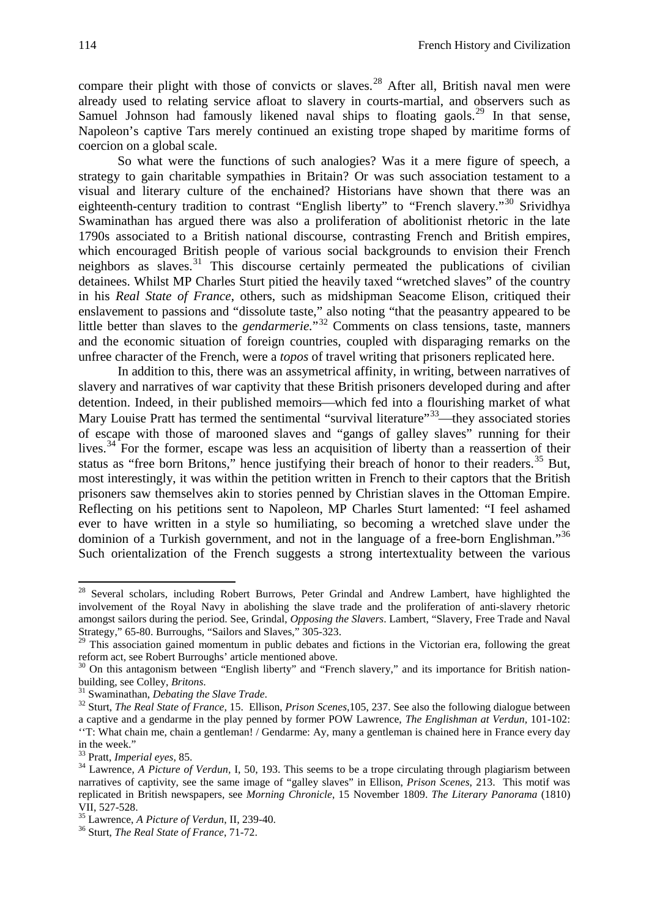compare their plight with those of convicts or slaves.[28] After all, British naval men were already used to relating service afloat to slavery in courts-martial, and observers such as Samuel Johnson had famously likened naval ships to floating gaols.[29] In that sense, Napoleon's captive Tars merely continued an existing trope shaped by maritime forms of coercion on a global scale.

So what were the functions of such analogies? Was it a mere figure of speech, a strategy to gain charitable sympathies in Britain? Or was such association testament to a visual and literary culture of the enchained? Historians have shown that there was an eighteenth-century tradition to contrast "English liberty" to "French slavery."[30] Srividhya Swaminathan has argued there was also a proliferation of abolitionist rhetoric in the late 1790s associated to a British national discourse, contrasting French and British empires, which encouraged British people of various social backgrounds to envision their French neighbors as slaves.[31] This discourse certainly permeated the publications of civilian detainees. Whilst MP Charles Sturt pitied the heavily taxed "wretched slaves" of the country in his *Real State of France*, others, such as midshipman Seacome Elison, critiqued their enslavement to passions and "dissolute taste," also noting "that the peasantry appeared to be little better than slaves to the *gendarmerie*."[32] Comments on class tensions, taste, manners and the economic situation of foreign countries, coupled with disparaging remarks on the unfree character of the French, were a *topos* of travel writing that prisoners replicated here.

In addition to this, there was an assymetrical affinity, in writing, between narratives of slavery and narratives of war captivity that these British prisoners developed during and after detention. Indeed, in their published memoirs—which fed into a flourishing market of what Mary Louise Pratt has termed the sentimental "survival literature"[33]—they associated stories of escape with those of marooned slaves and "gangs of galley slaves" running for their lives.[34] For the former, escape was less an acquisition of liberty than a reassertion of their status as "free born Britons," hence justifying their breach of honor to their readers.[35] But, most interestingly, it was within the petition written in French to their captors that the British prisoners saw themselves akin to stories penned by Christian slaves in the Ottoman Empire. Reflecting on his petitions sent to Napoleon, MP Charles Sturt lamented: "I feel ashamed ever to have written in a style so humiliating, so becoming a wretched slave under the dominion of a Turkish government, and not in the language of a free-born Englishman."[36] Such orientalization of the French suggests a strong intertextuality between the various

---

[28] Several scholars, including Robert Burrows, Peter Grindal and Andrew Lambert, have highlighted the involvement of the Royal Navy in abolishing the slave trade and the proliferation of anti-slavery rhetoric amongst sailors during the period. See, Grindal, *Opposing the Slavers*. Lambert, "Slavery, Free Trade and Naval Strategy," 65-80. Burroughs, "Sailors and Slaves," 305-323.

[29] This association gained momentum in public debates and fictions in the Victorian era, following the great reform act, see Robert Burroughs' article mentioned above.

[30] On this antagonism between "English liberty" and "French slavery," and its importance for British nation-building, see Colley, *Britons*.

[31] Swaminathan, *Debating the Slave Trade*.

[32] Sturt, *The Real State of France*, 15. Ellison, *Prison Scenes*,105, 237. See also the following dialogue between a captive and a gendarme in the play penned by former POW Lawrence, *The Englishman at Verdun*, 101-102: ''T: What chain me, chain a gentleman! / Gendarme: Ay, many a gentleman is chained here in France every day in the week."

[33] Pratt, *Imperial eyes*, 85.

[34] Lawrence, *A Picture of Verdun*, I, 50, 193. This seems to be a trope circulating through plagiarism between narratives of captivity, see the same image of "galley slaves" in Ellison, *Prison Scenes*, 213. This motif was replicated in British newspapers, see *Morning Chronicle*, 15 November 1809. *The Literary Panorama* (1810) VII, 527-528.

[35] Lawrence, *A Picture of Verdun*, II, 239-40.

[36] Sturt, *The Real State of France*, 71-72.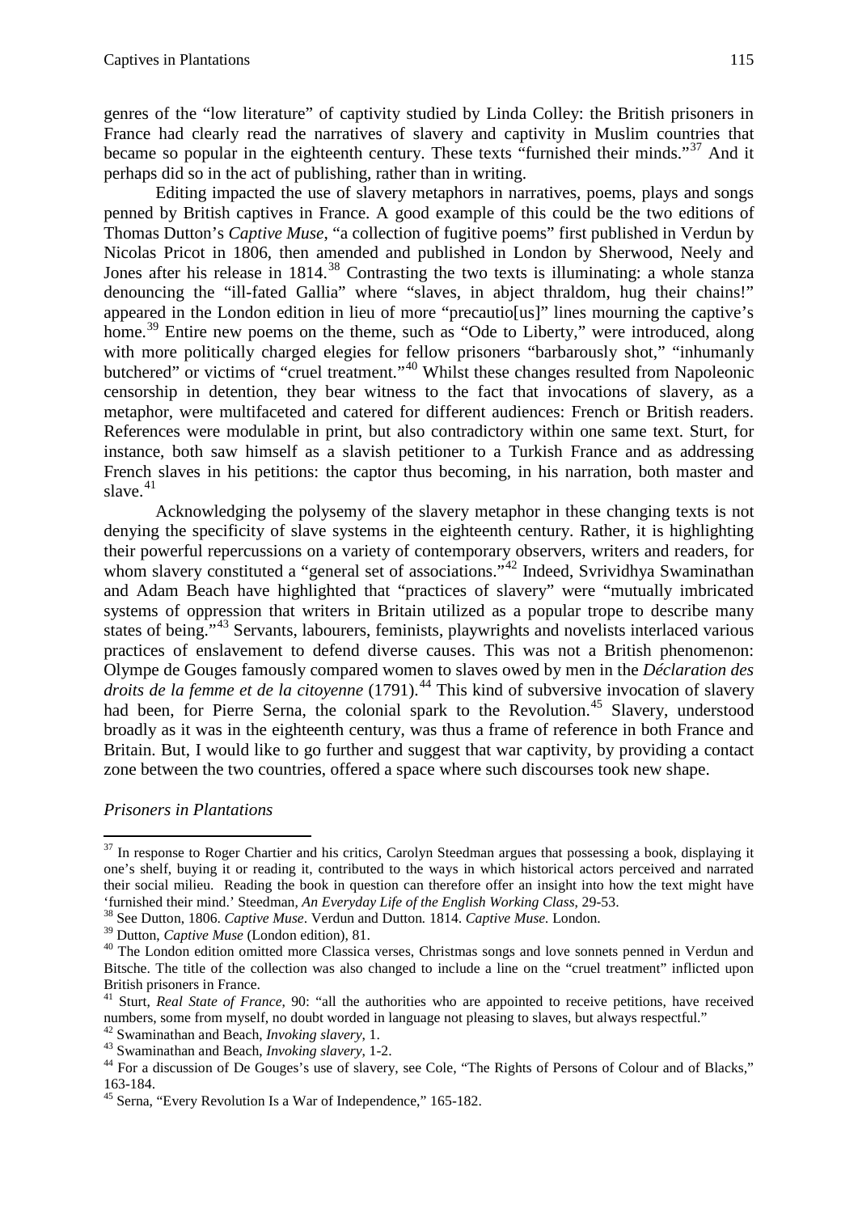genres of the "low literature" of captivity studied by Linda Colley: the British prisoners in France had clearly read the narratives of slavery and captivity in Muslim countries that became so popular in the eighteenth century. These texts "furnished their minds."[37] And it perhaps did so in the act of publishing, rather than in writing.

Editing impacted the use of slavery metaphors in narratives, poems, plays and songs penned by British captives in France. A good example of this could be the two editions of Thomas Dutton's *Captive Muse*, "a collection of fugitive poems" first published in Verdun by Nicolas Pricot in 1806, then amended and published in London by Sherwood, Neely and Jones after his release in 1814.[38] Contrasting the two texts is illuminating: a whole stanza denouncing the "ill-fated Gallia" where "slaves, in abject thraldom, hug their chains!" appeared in the London edition in lieu of more "precautio[us]" lines mourning the captive's home.[39] Entire new poems on the theme, such as "Ode to Liberty," were introduced, along with more politically charged elegies for fellow prisoners "barbarously shot," "inhumanly butchered" or victims of "cruel treatment."[40] Whilst these changes resulted from Napoleonic censorship in detention, they bear witness to the fact that invocations of slavery, as a metaphor, were multifaceted and catered for different audiences: French or British readers. References were modulable in print, but also contradictory within one same text. Sturt, for instance, both saw himself as a slavish petitioner to a Turkish France and as addressing French slaves in his petitions: the captor thus becoming, in his narration, both master and slave.[41]

Acknowledging the polysemy of the slavery metaphor in these changing texts is not denying the specificity of slave systems in the eighteenth century. Rather, it is highlighting their powerful repercussions on a variety of contemporary observers, writers and readers, for whom slavery constituted a "general set of associations."[42] Indeed, Svrividhya Swaminathan and Adam Beach have highlighted that "practices of slavery" were "mutually imbricated systems of oppression that writers in Britain utilized as a popular trope to describe many states of being."[43] Servants, labourers, feminists, playwrights and novelists interlaced various practices of enslavement to defend diverse causes. This was not a British phenomenon: Olympe de Gouges famously compared women to slaves owed by men in the *Déclaration des droits de la femme et de la citoyenne* (1791).[44] This kind of subversive invocation of slavery had been, for Pierre Serna, the colonial spark to the Revolution.[45] Slavery, understood broadly as it was in the eighteenth century, was thus a frame of reference in both France and Britain. But, I would like to go further and suggest that war captivity, by providing a contact zone between the two countries, offered a space where such discourses took new shape.

*Prisoners in Plantations*

---

[37] In response to Roger Chartier and his critics, Carolyn Steedman argues that possessing a book, displaying it one's shelf, buying it or reading it, contributed to the ways in which historical actors perceived and narrated their social milieu. Reading the book in question can therefore offer an insight into how the text might have 'furnished their mind.' Steedman, *An Everyday Life of the English Working Class*, 29-53.

[38] See Dutton, 1806. *Captive Muse*. Verdun and Dutton*.* 1814. *Captive Muse.* London.

[39] Dutton, *Captive Muse* (London edition), 81.

[40] The London edition omitted more Classica verses, Christmas songs and love sonnets penned in Verdun and Bitsche. The title of the collection was also changed to include a line on the "cruel treatment" inflicted upon British prisoners in France.

[41] Sturt, *Real State of France*, 90: "all the authorities who are appointed to receive petitions, have received numbers, some from myself, no doubt worded in language not pleasing to slaves, but always respectful."

[42] Swaminathan and Beach, *Invoking slavery*, 1.

[43] Swaminathan and Beach, *Invoking slavery*, 1-2.

[44] For a discussion of De Gouges's use of slavery, see Cole, "The Rights of Persons of Colour and of Blacks," 163-184.

[45] Serna, "Every Revolution Is a War of Independence," 165-182.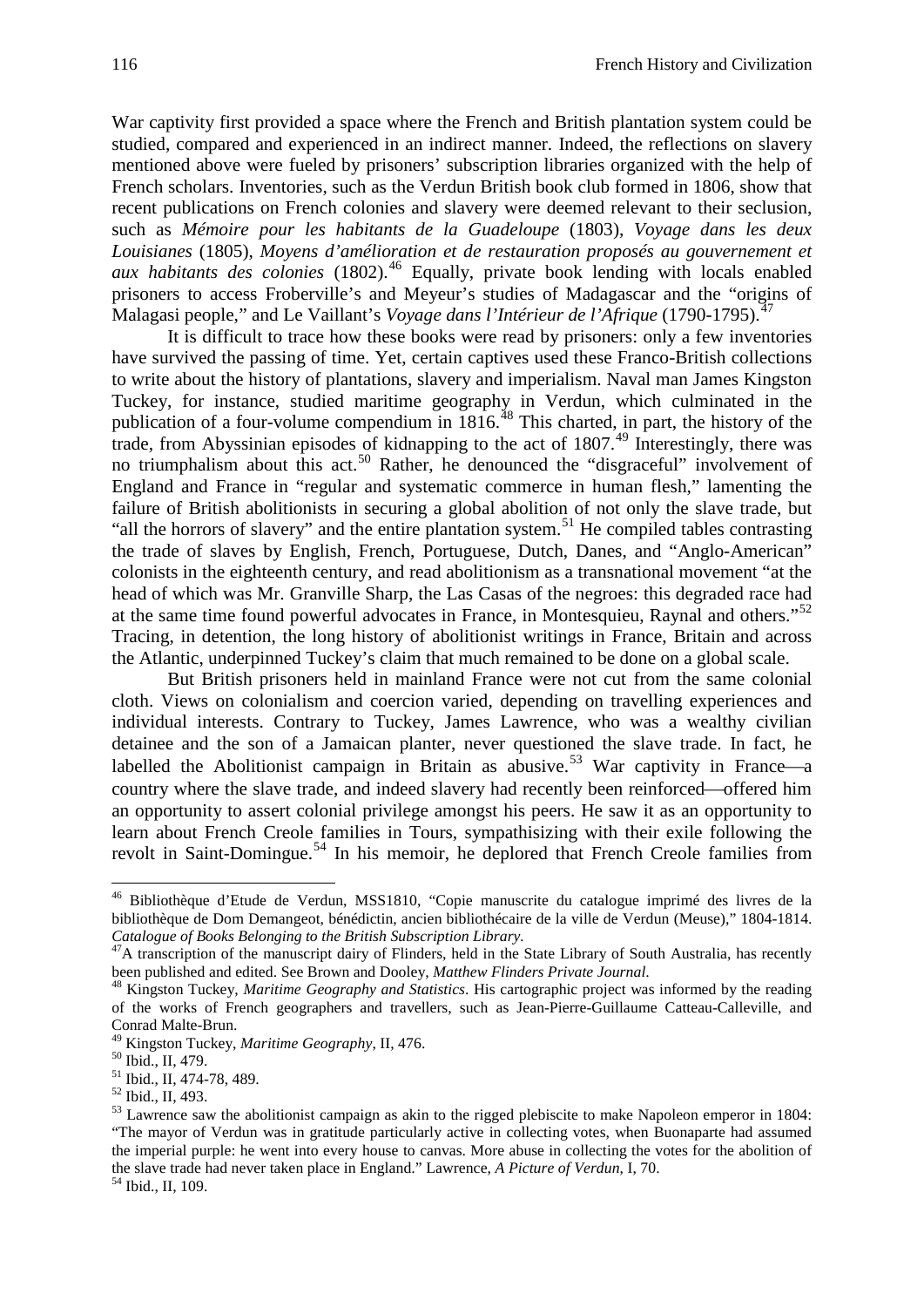War captivity first provided a space where the French and British plantation system could be studied, compared and experienced in an indirect manner. Indeed, the reflections on slavery mentioned above were fueled by prisoners' subscription libraries organized with the help of French scholars. Inventories, such as the Verdun British book club formed in 1806, show that recent publications on French colonies and slavery were deemed relevant to their seclusion, such as *Mémoire pour les habitants de la Guadeloupe* (1803), *Voyage dans les deux Louisianes* (1805), *Moyens d'amélioration et de restauration proposés au gouvernement et aux habitants des colonies* (1802).[46] Equally, private book lending with locals enabled prisoners to access Froberville's and Meyeur's studies of Madagascar and the "origins of Malagasi people," and Le Vaillant's *Voyage dans l'Intérieur de l'Afrique* (1790-1795).[47]

It is difficult to trace how these books were read by prisoners: only a few inventories have survived the passing of time. Yet, certain captives used these Franco-British collections to write about the history of plantations, slavery and imperialism. Naval man James Kingston Tuckey, for instance, studied maritime geography in Verdun, which culminated in the publication of a four-volume compendium in 1816.[48] This charted, in part, the history of the trade, from Abyssinian episodes of kidnapping to the act of 1807.[49] Interestingly, there was no triumphalism about this act.[50] Rather, he denounced the "disgraceful" involvement of England and France in "regular and systematic commerce in human flesh," lamenting the failure of British abolitionists in securing a global abolition of not only the slave trade, but "all the horrors of slavery" and the entire plantation system.[51] He compiled tables contrasting the trade of slaves by English, French, Portuguese, Dutch, Danes, and "Anglo-American" colonists in the eighteenth century, and read abolitionism as a transnational movement "at the head of which was Mr. Granville Sharp, the Las Casas of the negroes: this degraded race had at the same time found powerful advocates in France, in Montesquieu, Raynal and others."[52] Tracing, in detention, the long history of abolitionist writings in France, Britain and across the Atlantic, underpinned Tuckey's claim that much remained to be done on a global scale.

But British prisoners held in mainland France were not cut from the same colonial cloth. Views on colonialism and coercion varied, depending on travelling experiences and individual interests. Contrary to Tuckey, James Lawrence, who was a wealthy civilian detainee and the son of a Jamaican planter, never questioned the slave trade. In fact, he labelled the Abolitionist campaign in Britain as abusive.[53] War captivity in France—a country where the slave trade, and indeed slavery had recently been reinforced—offered him an opportunity to assert colonial privilege amongst his peers. He saw it as an opportunity to learn about French Creole families in Tours, sympathisizing with their exile following the revolt in Saint-Domingue.[54] In his memoir, he deplored that French Creole families from

---

[46] Bibliothèque d'Etude de Verdun, MSS1810, "Copie manuscrite du catalogue imprimé des livres de la bibliothèque de Dom Demangeot, bénédictin, ancien bibliothécaire de la ville de Verdun (Meuse)," 1804-1814. *Catalogue of Books Belonging to the British Subscription Library*.

[47] A transcription of the manuscript dairy of Flinders, held in the State Library of South Australia, has recently been published and edited. See Brown and Dooley, *Matthew Flinders Private Journal*.

[48] Kingston Tuckey, *Maritime Geography and Statistics*. His cartographic project was informed by the reading of the works of French geographers and travellers, such as Jean-Pierre-Guillaume Catteau-Calleville, and Conrad Malte-Brun.

[49] Kingston Tuckey, *Maritime Geography*, II, 476.

[50] Ibid., II, 479.

[51] Ibid., II, 474-78, 489.

[52] Ibid., II, 493.

[53] Lawrence saw the abolitionist campaign as akin to the rigged plebiscite to make Napoleon emperor in 1804: "The mayor of Verdun was in gratitude particularly active in collecting votes, when Buonaparte had assumed the imperial purple: he went into every house to canvas. More abuse in collecting the votes for the abolition of the slave trade had never taken place in England." Lawrence, *A Picture of Verdun*, I, 70.

[54] Ibid., II, 109.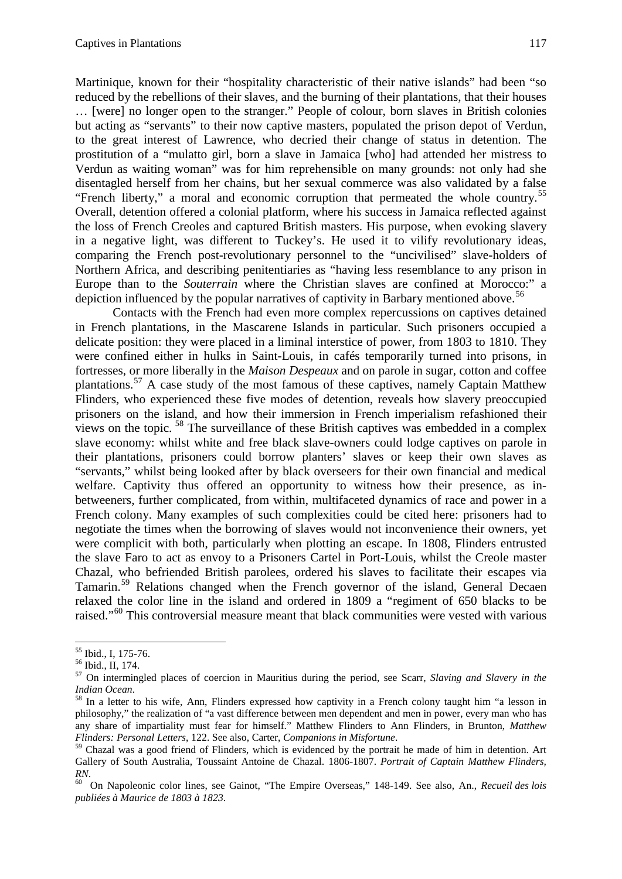Martinique, known for their "hospitality characteristic of their native islands" had been "so reduced by the rebellions of their slaves, and the burning of their plantations, that their houses … [were] no longer open to the stranger." People of colour, born slaves in British colonies but acting as "servants" to their now captive masters, populated the prison depot of Verdun, to the great interest of Lawrence, who decried their change of status in detention. The prostitution of a "mulatto girl, born a slave in Jamaica [who] had attended her mistress to Verdun as waiting woman" was for him reprehensible on many grounds: not only had she disentagled herself from her chains, but her sexual commerce was also validated by a false "French liberty," a moral and economic corruption that permeated the whole country.[55] Overall, detention offered a colonial platform, where his success in Jamaica reflected against the loss of French Creoles and captured British masters. His purpose, when evoking slavery in a negative light, was different to Tuckey's. He used it to vilify revolutionary ideas, comparing the French post-revolutionary personnel to the "uncivilised" slave-holders of Northern Africa, and describing penitentiaries as "having less resemblance to any prison in Europe than to the *Souterrain* where the Christian slaves are confined at Morocco:" a depiction influenced by the popular narratives of captivity in Barbary mentioned above.[56]

Contacts with the French had even more complex repercussions on captives detained in French plantations, in the Mascarene Islands in particular. Such prisoners occupied a delicate position: they were placed in a liminal interstice of power, from 1803 to 1810. They were confined either in hulks in Saint-Louis, in cafés temporarily turned into prisons, in fortresses, or more liberally in the *Maison Despeaux* and on parole in sugar, cotton and coffee plantations.[57] A case study of the most famous of these captives, namely Captain Matthew Flinders, who experienced these five modes of detention, reveals how slavery preoccupied prisoners on the island, and how their immersion in French imperialism refashioned their views on the topic.[58] The surveillance of these British captives was embedded in a complex slave economy: whilst white and free black slave-owners could lodge captives on parole in their plantations, prisoners could borrow planters' slaves or keep their own slaves as "servants," whilst being looked after by black overseers for their own financial and medical welfare. Captivity thus offered an opportunity to witness how their presence, as in-betweeners, further complicated, from within, multifaceted dynamics of race and power in a French colony. Many examples of such complexities could be cited here: prisoners had to negotiate the times when the borrowing of slaves would not inconvenience their owners, yet were complicit with both, particularly when plotting an escape. In 1808, Flinders entrusted the slave Faro to act as envoy to a Prisoners Cartel in Port-Louis, whilst the Creole master Chazal, who befriended British parolees, ordered his slaves to facilitate their escapes via Tamarin.[59] Relations changed when the French governor of the island, General Decaen relaxed the color line in the island and ordered in 1809 a "regiment of 650 blacks to be raised."[60] This controversial measure meant that black communities were vested with various

---

[55] Ibid., I, 175-76.

[56] Ibid., II, 174.

[57] On intermingled places of coercion in Mauritius during the period, see Scarr, *Slaving and Slavery in the Indian Ocean*.

[58] In a letter to his wife, Ann, Flinders expressed how captivity in a French colony taught him "a lesson in philosophy," the realization of "a vast difference between men dependent and men in power, every man who has any share of impartiality must fear for himself." Matthew Flinders to Ann Flinders, in Brunton, *Matthew Flinders: Personal Letters*, 122. See also, Carter, *Companions in Misfortune*.

[59] Chazal was a good friend of Flinders, which is evidenced by the portrait he made of him in detention. Art Gallery of South Australia, Toussaint Antoine de Chazal. 1806-1807. *Portrait of Captain Matthew Flinders, RN*.

[60] On Napoleonic color lines, see Gainot, "The Empire Overseas," 148-149. See also, An., *Recueil des lois publiées à Maurice de 1803 à 1823*.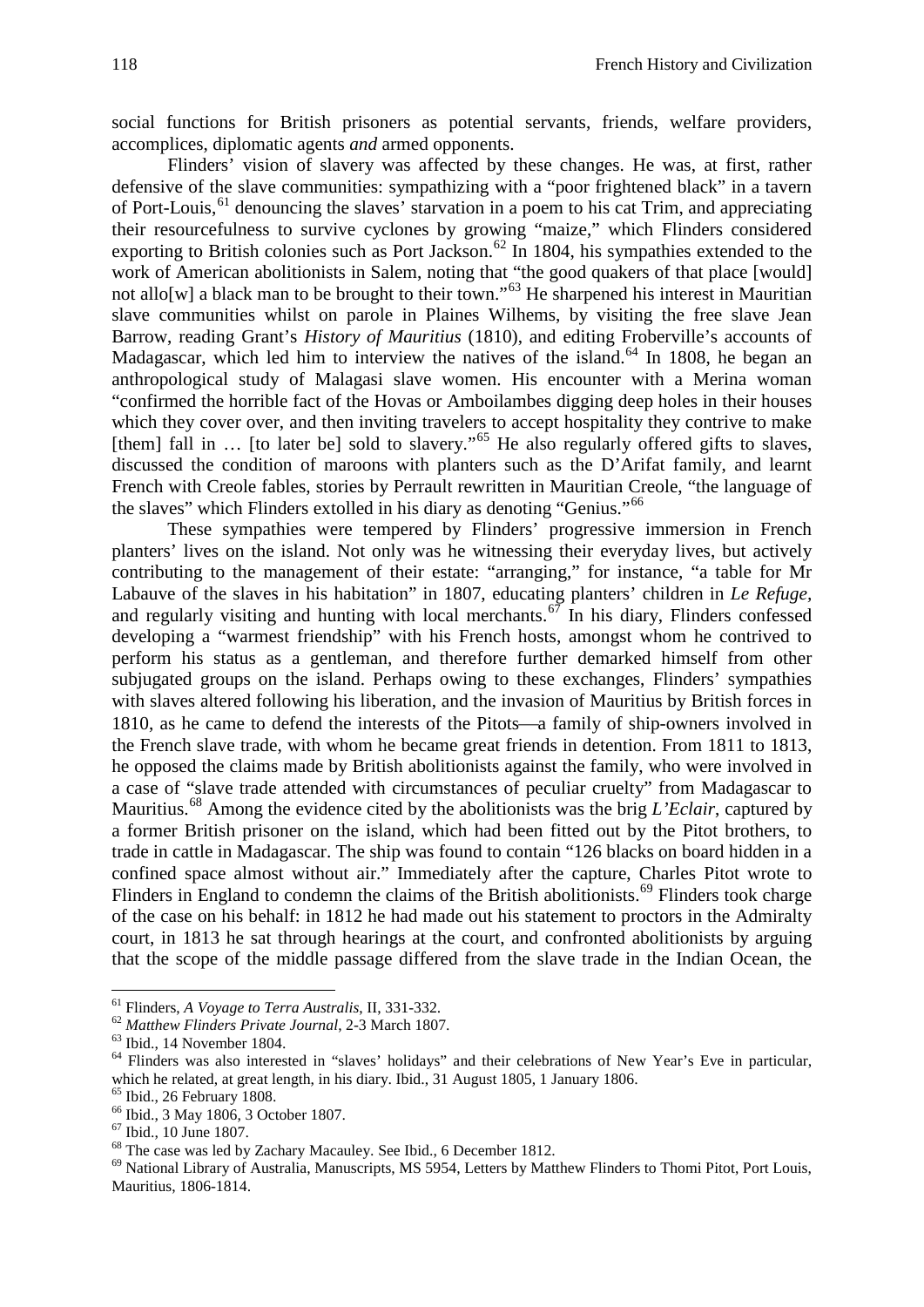social functions for British prisoners as potential servants, friends, welfare providers, accomplices, diplomatic agents *and* armed opponents.

Flinders' vision of slavery was affected by these changes. He was, at first, rather defensive of the slave communities: sympathizing with a "poor frightened black" in a tavern of Port-Louis,[61] denouncing the slaves' starvation in a poem to his cat Trim, and appreciating their resourcefulness to survive cyclones by growing "maize," which Flinders considered exporting to British colonies such as Port Jackson.[62] In 1804, his sympathies extended to the work of American abolitionists in Salem, noting that "the good quakers of that place [would] not allo[w] a black man to be brought to their town."[63] He sharpened his interest in Mauritian slave communities whilst on parole in Plaines Wilhems, by visiting the free slave Jean Barrow, reading Grant's *History of Mauritius* (1810), and editing Froberville's accounts of Madagascar, which led him to interview the natives of the island.[64] In 1808, he began an anthropological study of Malagasi slave women. His encounter with a Merina woman "confirmed the horrible fact of the Hovas or Amboilambes digging deep holes in their houses which they cover over, and then inviting travelers to accept hospitality they contrive to make [them] fall in … [to later be] sold to slavery."[65] He also regularly offered gifts to slaves, discussed the condition of maroons with planters such as the D'Arifat family, and learnt French with Creole fables, stories by Perrault rewritten in Mauritian Creole, "the language of the slaves" which Flinders extolled in his diary as denoting "Genius."[66]

These sympathies were tempered by Flinders' progressive immersion in French planters' lives on the island. Not only was he witnessing their everyday lives, but actively contributing to the management of their estate: "arranging," for instance, "a table for Mr Labauve of the slaves in his habitation" in 1807, educating planters' children in *Le Refuge*, and regularly visiting and hunting with local merchants.[67] In his diary, Flinders confessed developing a "warmest friendship" with his French hosts, amongst whom he contrived to perform his status as a gentleman, and therefore further demarked himself from other subjugated groups on the island. Perhaps owing to these exchanges, Flinders' sympathies with slaves altered following his liberation, and the invasion of Mauritius by British forces in 1810, as he came to defend the interests of the Pitots—a family of ship-owners involved in the French slave trade, with whom he became great friends in detention. From 1811 to 1813, he opposed the claims made by British abolitionists against the family, who were involved in a case of "slave trade attended with circumstances of peculiar cruelty" from Madagascar to Mauritius.[68] Among the evidence cited by the abolitionists was the brig *L'Eclair*, captured by a former British prisoner on the island, which had been fitted out by the Pitot brothers, to trade in cattle in Madagascar. The ship was found to contain "126 blacks on board hidden in a confined space almost without air." Immediately after the capture, Charles Pitot wrote to Flinders in England to condemn the claims of the British abolitionists.[69] Flinders took charge of the case on his behalf: in 1812 he had made out his statement to proctors in the Admiralty court, in 1813 he sat through hearings at the court, and confronted abolitionists by arguing that the scope of the middle passage differed from the slave trade in the Indian Ocean, the

---

[61] Flinders, *A Voyage to Terra Australis*, II, 331-332.

[62] *Matthew Flinders Private Journal*, 2-3 March 1807.

[63] Ibid., 14 November 1804.

[64] Flinders was also interested in "slaves' holidays" and their celebrations of New Year's Eve in particular, which he related, at great length, in his diary. Ibid., 31 August 1805, 1 January 1806.

[65] Ibid., 26 February 1808.

[66] Ibid., 3 May 1806, 3 October 1807.

[67] Ibid., 10 June 1807.

[68] The case was led by Zachary Macauley. See Ibid., 6 December 1812.

[69] National Library of Australia, Manuscripts, MS 5954, Letters by Matthew Flinders to Thomi Pitot, Port Louis, Mauritius, 1806-1814.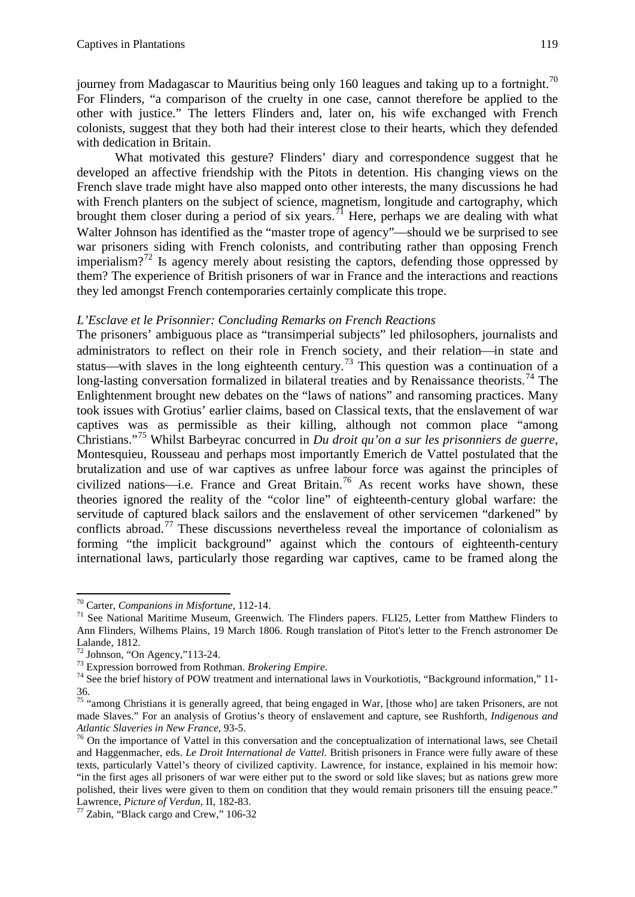journey from Madagascar to Mauritius being only 160 leagues and taking up to a fortnight.[70] For Flinders, "a comparison of the cruelty in one case, cannot therefore be applied to the other with justice." The letters Flinders and, later on, his wife exchanged with French colonists, suggest that they both had their interest close to their hearts, which they defended with dedication in Britain.

What motivated this gesture? Flinders' diary and correspondence suggest that he developed an affective friendship with the Pitots in detention. His changing views on the French slave trade might have also mapped onto other interests, the many discussions he had with French planters on the subject of science, magnetism, longitude and cartography, which brought them closer during a period of six years.[71] Here, perhaps we are dealing with what Walter Johnson has identified as the "master trope of agency"—should we be surprised to see war prisoners siding with French colonists, and contributing rather than opposing French imperialism?[72] Is agency merely about resisting the captors, defending those oppressed by them? The experience of British prisoners of war in France and the interactions and reactions they led amongst French contemporaries certainly complicate this trope.

### *L'Esclave et le Prisonnier: Concluding Remarks on French Reactions*

The prisoners' ambiguous place as "transimperial subjects" led philosophers, journalists and administrators to reflect on their role in French society, and their relation—in state and status—with slaves in the long eighteenth century.[73] This question was a continuation of a long-lasting conversation formalized in bilateral treaties and by Renaissance theorists.[74] The Enlightenment brought new debates on the "laws of nations" and ransoming practices. Many took issues with Grotius' earlier claims, based on Classical texts, that the enslavement of war captives was as permissible as their killing, although not common place "among Christians."[75] Whilst Barbeyrac concurred in *Du droit qu'on a sur les prisonniers de guerre*, Montesquieu, Rousseau and perhaps most importantly Emerich de Vattel postulated that the brutalization and use of war captives as unfree labour force was against the principles of civilized nations—i.e. France and Great Britain.[76] As recent works have shown, these theories ignored the reality of the "color line" of eighteenth-century global warfare: the servitude of captured black sailors and the enslavement of other servicemen "darkened" by conflicts abroad.[77] These discussions nevertheless reveal the importance of colonialism as forming "the implicit background" against which the contours of eighteenth-century international laws, particularly those regarding war captives, came to be framed along the

---

[70] Carter, *Companions in Misfortune*, 112-14.

[71] See National Maritime Museum, Greenwich. The Flinders papers. FLI25, Letter from Matthew Flinders to Ann Flinders, Wilhems Plains, 19 March 1806. Rough translation of Pitot's letter to the French astronomer De Lalande, 1812.

[72] Johnson, "On Agency,"113-24.

[73] Expression borrowed from Rothman. *Brokering Empire*.

[74] See the brief history of POW treatment and international laws in Vourkotiotis, "Background information," 11-36.

[75] "among Christians it is generally agreed, that being engaged in War, [those who] are taken Prisoners, are not made Slaves." For an analysis of Grotius's theory of enslavement and capture, see Rushforth, *Indigenous and Atlantic Slaveries in New France*, 93-5.

[76] On the importance of Vattel in this conversation and the conceptualization of international laws, see Chetail and Haggenmacher, eds. *Le Droit International de Vattel*. British prisoners in France were fully aware of these texts, particularly Vattel's theory of civilized captivity. Lawrence, for instance, explained in his memoir how: "in the first ages all prisoners of war were either put to the sword or sold like slaves; but as nations grew more polished, their lives were given to them on condition that they would remain prisoners till the ensuing peace." Lawrence, *Picture of Verdun*, II, 182-83.

[77] Zabin, "Black cargo and Crew," 106-32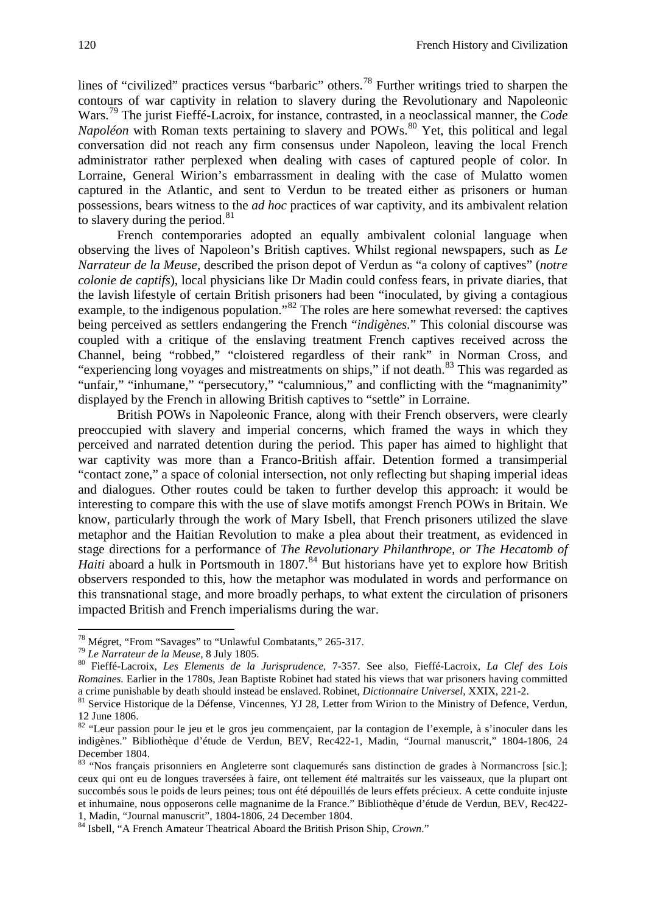lines of "civilized" practices versus "barbaric" others.[78] Further writings tried to sharpen the contours of war captivity in relation to slavery during the Revolutionary and Napoleonic Wars.[79] The jurist Fieffé-Lacroix, for instance, contrasted, in a neoclassical manner, the *Code Napoléon* with Roman texts pertaining to slavery and POWs.[80] Yet, this political and legal conversation did not reach any firm consensus under Napoleon, leaving the local French administrator rather perplexed when dealing with cases of captured people of color. In Lorraine, General Wirion's embarrassment in dealing with the case of Mulatto women captured in the Atlantic, and sent to Verdun to be treated either as prisoners or human possessions, bears witness to the *ad hoc* practices of war captivity, and its ambivalent relation to slavery during the period.[81]

French contemporaries adopted an equally ambivalent colonial language when observing the lives of Napoleon's British captives. Whilst regional newspapers, such as *Le Narrateur de la Meuse*, described the prison depot of Verdun as "a colony of captives" (*notre colonie de captifs*), local physicians like Dr Madin could confess fears, in private diaries, that the lavish lifestyle of certain British prisoners had been "inoculated, by giving a contagious example, to the indigenous population."[82] The roles are here somewhat reversed: the captives being perceived as settlers endangering the French "*indigènes*." This colonial discourse was coupled with a critique of the enslaving treatment French captives received across the Channel, being "robbed," "cloistered regardless of their rank" in Norman Cross, and "experiencing long voyages and mistreatments on ships," if not death.[83] This was regarded as "unfair," "inhumane," "persecutory," "calumnious," and conflicting with the "magnanimity" displayed by the French in allowing British captives to "settle" in Lorraine.

British POWs in Napoleonic France, along with their French observers, were clearly preoccupied with slavery and imperial concerns, which framed the ways in which they perceived and narrated detention during the period. This paper has aimed to highlight that war captivity was more than a Franco-British affair. Detention formed a transimperial "contact zone," a space of colonial intersection, not only reflecting but shaping imperial ideas and dialogues. Other routes could be taken to further develop this approach: it would be interesting to compare this with the use of slave motifs amongst French POWs in Britain. We know, particularly through the work of Mary Isbell, that French prisoners utilized the slave metaphor and the Haitian Revolution to make a plea about their treatment, as evidenced in stage directions for a performance of *The Revolutionary Philanthrope, or The Hecatomb of Haiti* aboard a hulk in Portsmouth in 1807.[84] But historians have yet to explore how British observers responded to this, how the metaphor was modulated in words and performance on this transnational stage, and more broadly perhaps, to what extent the circulation of prisoners impacted British and French imperialisms during the war.

---

[78] Mégret, "From "Savages" to "Unlawful Combatants," 265-317.

[79] *Le Narrateur de la Meuse*, 8 July 1805.

[80] Fieffé-Lacroix, *Les Elements de la Jurisprudence*, 7-357. See also, Fieffé-Lacroix, *La Clef des Lois Romaines*. Earlier in the 1780s, Jean Baptiste Robinet had stated his views that war prisoners having committed a crime punishable by death should instead be enslaved. Robinet, *Dictionnaire Universel*, XXIX, 221-2.

[81] Service Historique de la Défense, Vincennes, YJ 28, Letter from Wirion to the Ministry of Defence, Verdun, 12 June 1806.

[82] "Leur passion pour le jeu et le gros jeu commençaient, par la contagion de l'exemple, à s'inoculer dans les indigènes." Bibliothèque d'étude de Verdun, BEV, Rec422-1, Madin, "Journal manuscrit," 1804-1806, 24 December 1804.

[83] "Nos français prisonniers en Angleterre sont claquemurés sans distinction de grades à Normancross [sic.]; ceux qui ont eu de longues traversées à faire, ont tellement été maltraités sur les vaisseaux, que la plupart ont succombés sous le poids de leurs peines; tous ont été dépouillés de leurs effets précieux. A cette conduite injuste et inhumaine, nous opposerons celle magnanime de la France." Bibliothèque d'étude de Verdun, BEV, Rec422-1, Madin, "Journal manuscrit", 1804-1806, 24 December 1804.

[84] Isbell, "A French Amateur Theatrical Aboard the British Prison Ship, *Crown*."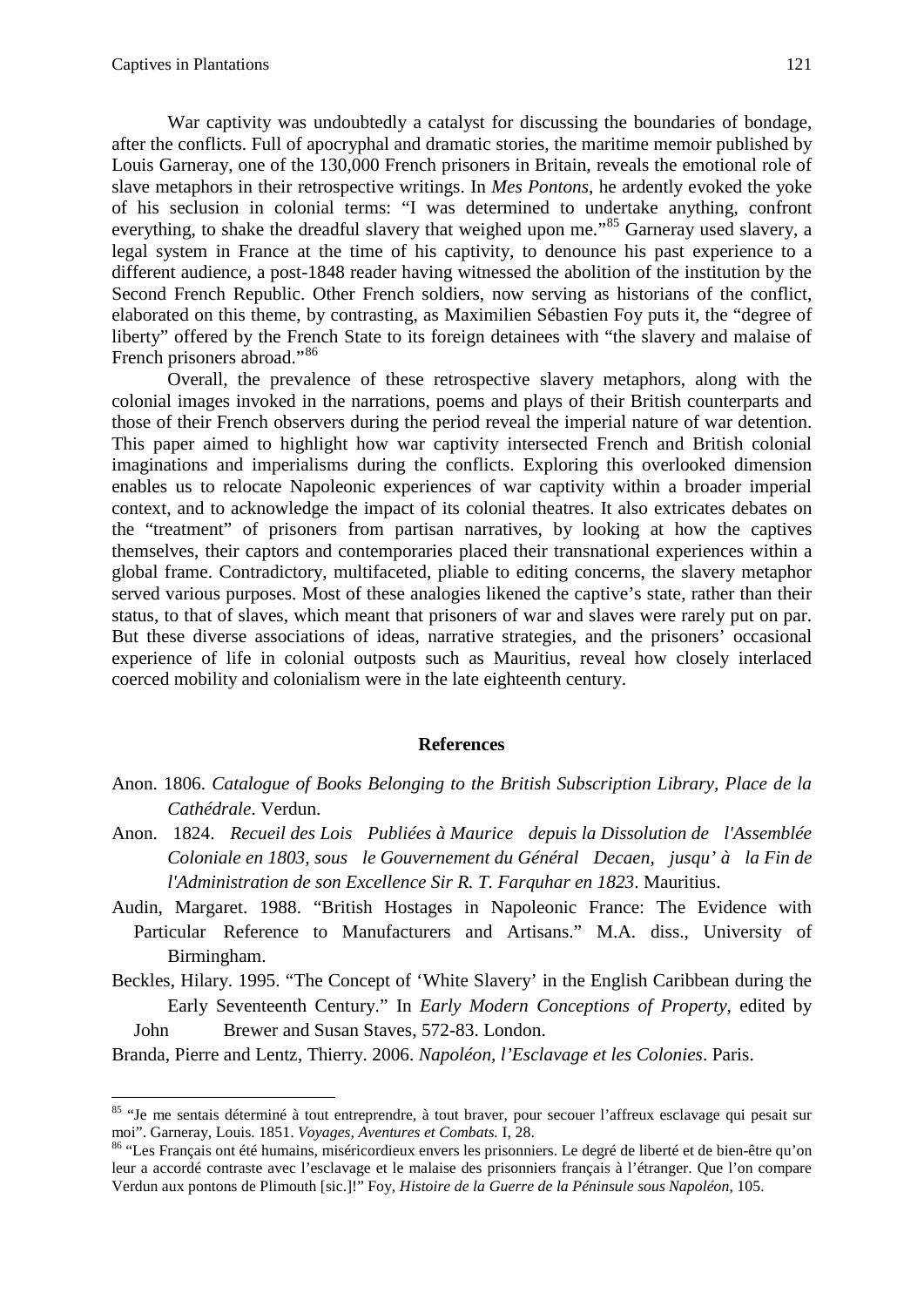War captivity was undoubtedly a catalyst for discussing the boundaries of bondage, after the conflicts. Full of apocryphal and dramatic stories, the maritime memoir published by Louis Garneray, one of the 130,000 French prisoners in Britain, reveals the emotional role of slave metaphors in their retrospective writings. In *Mes Pontons*, he ardently evoked the yoke of his seclusion in colonial terms: "I was determined to undertake anything, confront everything, to shake the dreadful slavery that weighed upon me."[85] Garneray used slavery, a legal system in France at the time of his captivity, to denounce his past experience to a different audience, a post-1848 reader having witnessed the abolition of the institution by the Second French Republic. Other French soldiers, now serving as historians of the conflict, elaborated on this theme, by contrasting, as Maximilien Sébastien Foy puts it, the "degree of liberty" offered by the French State to its foreign detainees with "the slavery and malaise of French prisoners abroad."[86]

Overall, the prevalence of these retrospective slavery metaphors, along with the colonial images invoked in the narrations, poems and plays of their British counterparts and those of their French observers during the period reveal the imperial nature of war detention. This paper aimed to highlight how war captivity intersected French and British colonial imaginations and imperialisms during the conflicts. Exploring this overlooked dimension enables us to relocate Napoleonic experiences of war captivity within a broader imperial context, and to acknowledge the impact of its colonial theatres. It also extricates debates on the "treatment" of prisoners from partisan narratives, by looking at how the captives themselves, their captors and contemporaries placed their transnational experiences within a global frame. Contradictory, multifaceted, pliable to editing concerns, the slavery metaphor served various purposes. Most of these analogies likened the captive's state, rather than their status, to that of slaves, which meant that prisoners of war and slaves were rarely put on par. But these diverse associations of ideas, narrative strategies, and the prisoners' occasional experience of life in colonial outposts such as Mauritius, reveal how closely interlaced coerced mobility and colonialism were in the late eighteenth century.

## References

Anon. 1806. *Catalogue of Books Belonging to the British Subscription Library, Place de la Cathédrale*. Verdun.

Anon. 1824. *Recueil des Lois Publiées à Maurice depuis la Dissolution de l'Assemblée Coloniale en 1803, sous le Gouvernement du Général Decaen, jusqu' à la Fin de l'Administration de son Excellence Sir R. T. Farquhar en 1823*. Mauritius.

Audin, Margaret. 1988. "British Hostages in Napoleonic France: The Evidence with Particular Reference to Manufacturers and Artisans." M.A. diss., University of Birmingham.

Beckles, Hilary. 1995. "The Concept of 'White Slavery' in the English Caribbean during the Early Seventeenth Century." In *Early Modern Conceptions of Property*, edited by John Brewer and Susan Staves, 572-83. London.

Branda, Pierre and Lentz, Thierry. 2006. *Napoléon, l'Esclavage et les Colonies*. Paris.

---

[85] "Je me sentais déterminé à tout entreprendre, à tout braver, pour secouer l'affreux esclavage qui pesait sur moi". Garneray, Louis. 1851. *Voyages, Aventures et Combats.* I, 28.

[86] "Les Français ont été humains, miséricordieux envers les prisonniers. Le degré de liberté et de bien-être qu'on leur a accordé contraste avec l'esclavage et le malaise des prisonniers français à l'étranger. Que l'on compare Verdun aux pontons de Plimouth [sic.]!" Foy, *Histoire de la Guerre de la Péninsule sous Napoléon*, 105.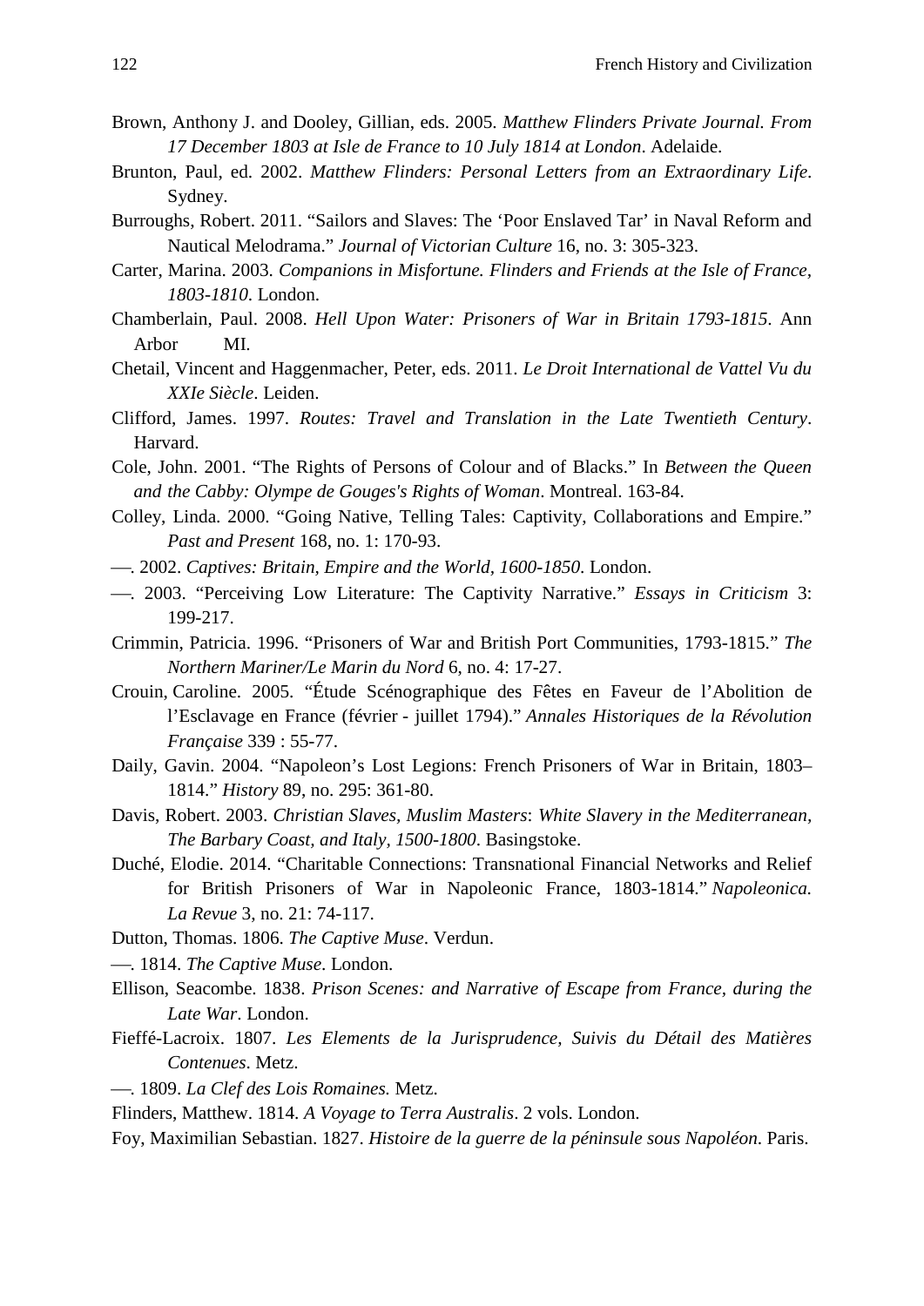Brown, Anthony J. and Dooley, Gillian, eds. 2005. *Matthew Flinders Private Journal. From 17 December 1803 at Isle de France to 10 July 1814 at London*. Adelaide.

Brunton, Paul, ed. 2002. *Matthew Flinders: Personal Letters from an Extraordinary Life*. Sydney.

Burroughs, Robert. 2011. "Sailors and Slaves: The 'Poor Enslaved Tar' in Naval Reform and Nautical Melodrama." *Journal of Victorian Culture* 16, no. 3: 305-323.

Carter, Marina. 2003. *Companions in Misfortune. Flinders and Friends at the Isle of France, 1803-1810*. London.

Chamberlain, Paul. 2008. *Hell Upon Water: Prisoners of War in Britain 1793-1815*. Ann Arbor MI.

Chetail, Vincent and Haggenmacher, Peter, eds. 2011. *Le Droit International de Vattel Vu du XXIe Siècle*. Leiden.

Clifford, James. 1997. *Routes: Travel and Translation in the Late Twentieth Century*. Harvard.

Cole, John. 2001. "The Rights of Persons of Colour and of Blacks." In *Between the Queen and the Cabby: Olympe de Gouges's Rights of Woman*. Montreal. 163-84.

Colley, Linda. 2000. "Going Native, Telling Tales: Captivity, Collaborations and Empire." *Past and Present* 168, no. 1: 170-93.

—. 2002. *Captives: Britain, Empire and the World, 1600-1850*. London.

—. 2003. "Perceiving Low Literature: The Captivity Narrative." *Essays in Criticism* 3: 199-217.

Crimmin, Patricia. 1996. "Prisoners of War and British Port Communities, 1793-1815." *The Northern Mariner/Le Marin du Nord* 6, no. 4: 17-27.

Crouin, Caroline. 2005. "Étude Scénographique des Fêtes en Faveur de l'Abolition de l'Esclavage en France (février - juillet 1794)." *Annales Historiques de la Révolution Française* 339 : 55-77.

Daily, Gavin. 2004. "Napoleon's Lost Legions: French Prisoners of War in Britain, 1803–1814." *History* 89, no. 295: 361-80.

Davis, Robert. 2003. *Christian Slaves, Muslim Masters*: *White Slavery in the Mediterranean, The Barbary Coast, and Italy, 1500-1800*. Basingstoke.

Duché, Elodie. 2014. "Charitable Connections: Transnational Financial Networks and Relief for British Prisoners of War in Napoleonic France, 1803-1814." *Napoleonica. La Revue* 3, no. 21: 74-117.

Dutton, Thomas. 1806. *The Captive Muse*. Verdun.

—. 1814. *The Captive Muse*. London.

Ellison, Seacombe. 1838. *Prison Scenes: and Narrative of Escape from France, during the Late War*. London.

Fieffé-Lacroix. 1807. *Les Elements de la Jurisprudence, Suivis du Détail des Matières Contenues*. Metz.

—. 1809. *La Clef des Lois Romaines.* Metz.

Flinders, Matthew. 1814. *A Voyage to Terra Australis*. 2 vols. London.

Foy, Maximilian Sebastian. 1827. *Histoire de la guerre de la péninsule sous Napoléon*. Paris.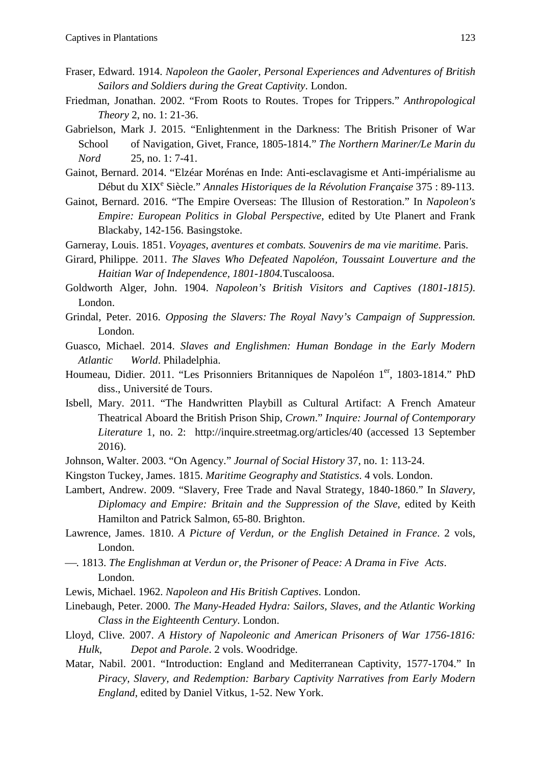Fraser, Edward. 1914. *Napoleon the Gaoler, Personal Experiences and Adventures of British Sailors and Soldiers during the Great Captivity*. London.

Friedman, Jonathan. 2002. "From Roots to Routes. Tropes for Trippers." *Anthropological Theory* 2, no. 1: 21-36.

Gabrielson, Mark J. 2015. "Enlightenment in the Darkness: The British Prisoner of War School of Navigation, Givet, France, 1805-1814." *The Northern Mariner/Le Marin du Nord* 25, no. 1: 7-41.

Gainot, Bernard. 2014. "Elzéar Morénas en Inde: Anti-esclavagisme et Anti-impérialisme au Début du XIX[e] Siècle." *Annales Historiques de la Révolution Française* 375 : 89-113.

Gainot, Bernard. 2016. "The Empire Overseas: The Illusion of Restoration." In *Napoleon's Empire: European Politics in Global Perspective*, edited by Ute Planert and Frank Blackaby, 142-156. Basingstoke.

Garneray, Louis. 1851. *Voyages, aventures et combats. Souvenirs de ma vie maritime*. Paris.

Girard, Philippe. 2011. *The Slaves Who Defeated Napoléon, Toussaint Louverture and the Haitian War of Independence, 1801-1804.* Tuscaloosa.

Goldworth Alger, John. 1904. *Napoleon's British Visitors and Captives (1801-1815)*. London.

Grindal, Peter. 2016. *Opposing the Slavers: The Royal Navy's Campaign of Suppression.* London.

Guasco, Michael. 2014. *Slaves and Englishmen: Human Bondage in the Early Modern Atlantic World*. Philadelphia.

Houmeau, Didier. 2011. "Les Prisonniers Britanniques de Napoléon 1[er], 1803-1814." PhD diss., Université de Tours.

Isbell, Mary. 2011. "The Handwritten Playbill as Cultural Artifact: A French Amateur Theatrical Aboard the British Prison Ship, *Crown*." *Inquire: Journal of Contemporary Literature* 1, no. 2: http://inquire.streetmag.org/articles/40 (accessed 13 September 2016).

Johnson, Walter. 2003. "On Agency." *Journal of Social History* 37, no. 1: 113-24.

Kingston Tuckey, James. 1815. *Maritime Geography and Statistics*. 4 vols. London.

Lambert, Andrew. 2009. "Slavery, Free Trade and Naval Strategy, 1840-1860." In *Slavery, Diplomacy and Empire: Britain and the Suppression of the Slave*, edited by Keith Hamilton and Patrick Salmon, 65-80. Brighton.

Lawrence, James. 1810. *A Picture of Verdun, or the English Detained in France*. 2 vols, London.

—. 1813. *The Englishman at Verdun or, the Prisoner of Peace: A Drama in Five Acts*. London.

Lewis, Michael. 1962. *Napoleon and His British Captives*. London.

Linebaugh, Peter. 2000. *The Many-Headed Hydra: Sailors, Slaves, and the Atlantic Working Class in the Eighteenth Century*. London.

Lloyd, Clive. 2007. *A History of Napoleonic and American Prisoners of War 1756-1816: Hulk, Depot and Parole*. 2 vols. Woodridge.

Matar, Nabil. 2001. "Introduction: England and Mediterranean Captivity, 1577-1704." In *Piracy, Slavery, and Redemption: Barbary Captivity Narratives from Early Modern England*, edited by Daniel Vitkus, 1-52. New York.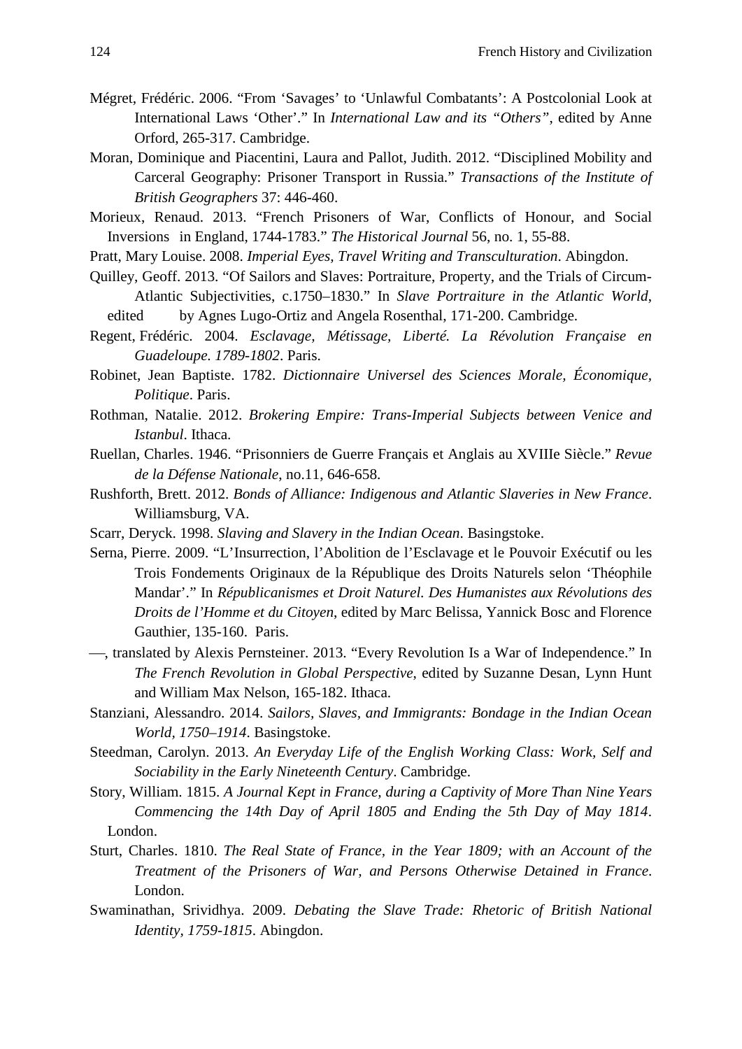Mégret, Frédéric. 2006. "From 'Savages' to 'Unlawful Combatants': A Postcolonial Look at International Laws 'Other'." In *International Law and its "Others"*, edited by Anne Orford, 265-317. Cambridge.

Moran, Dominique and Piacentini, Laura and Pallot, Judith. 2012. "Disciplined Mobility and Carceral Geography: Prisoner Transport in Russia." *Transactions of the Institute of British Geographers* 37: 446-460.

Morieux, Renaud. 2013. "French Prisoners of War, Conflicts of Honour, and Social Inversions in England, 1744-1783." *The Historical Journal* 56, no. 1, 55-88.

Pratt, Mary Louise. 2008. *Imperial Eyes, Travel Writing and Transculturation*. Abingdon.

Quilley, Geoff. 2013. "Of Sailors and Slaves: Portraiture, Property, and the Trials of Circum-Atlantic Subjectivities, c.1750–1830." In *Slave Portraiture in the Atlantic World*, edited by Agnes Lugo-Ortiz and Angela Rosenthal, 171-200. Cambridge.

Regent, Frédéric. 2004. *Esclavage, Métissage, Liberté. La Révolution Française en Guadeloupe. 1789-1802*. Paris.

Robinet, Jean Baptiste. 1782. *Dictionnaire Universel des Sciences Morale, Économique, Politique*. Paris.

Rothman, Natalie. 2012. *Brokering Empire: Trans-Imperial Subjects between Venice and Istanbul*. Ithaca.

Ruellan, Charles. 1946. "Prisonniers de Guerre Français et Anglais au XVIIIe Siècle." *Revue de la Défense Nationale*, no.11, 646-658.

Rushforth, Brett. 2012. *Bonds of Alliance: Indigenous and Atlantic Slaveries in New France*. Williamsburg, VA.

Scarr, Deryck. 1998. *Slaving and Slavery in the Indian Ocean*. Basingstoke.

Serna, Pierre. 2009. "L'Insurrection, l'Abolition de l'Esclavage et le Pouvoir Exécutif ou les Trois Fondements Originaux de la République des Droits Naturels selon 'Théophile Mandar'." In *Républicanismes et Droit Naturel. Des Humanistes aux Révolutions des Droits de l'Homme et du Citoyen*, edited by Marc Belissa, Yannick Bosc and Florence Gauthier, 135-160. Paris.

—, translated by Alexis Pernsteiner. 2013. "Every Revolution Is a War of Independence." In *The French Revolution in Global Perspective*, edited by Suzanne Desan, Lynn Hunt and William Max Nelson, 165-182. Ithaca.

Stanziani, Alessandro. 2014. *Sailors, Slaves, and Immigrants: Bondage in the Indian Ocean World, 1750–1914*. Basingstoke.

Steedman, Carolyn. 2013. *An Everyday Life of the English Working Class: Work, Self and Sociability in the Early Nineteenth Century*. Cambridge.

Story, William. 1815. *A Journal Kept in France, during a Captivity of More Than Nine Years Commencing the 14th Day of April 1805 and Ending the 5th Day of May 1814*. London.

Sturt, Charles. 1810. *The Real State of France, in the Year 1809; with an Account of the Treatment of the Prisoners of War, and Persons Otherwise Detained in France*. London.

Swaminathan, Srividhya. 2009. *Debating the Slave Trade: Rhetoric of British National Identity, 1759-1815*. Abingdon.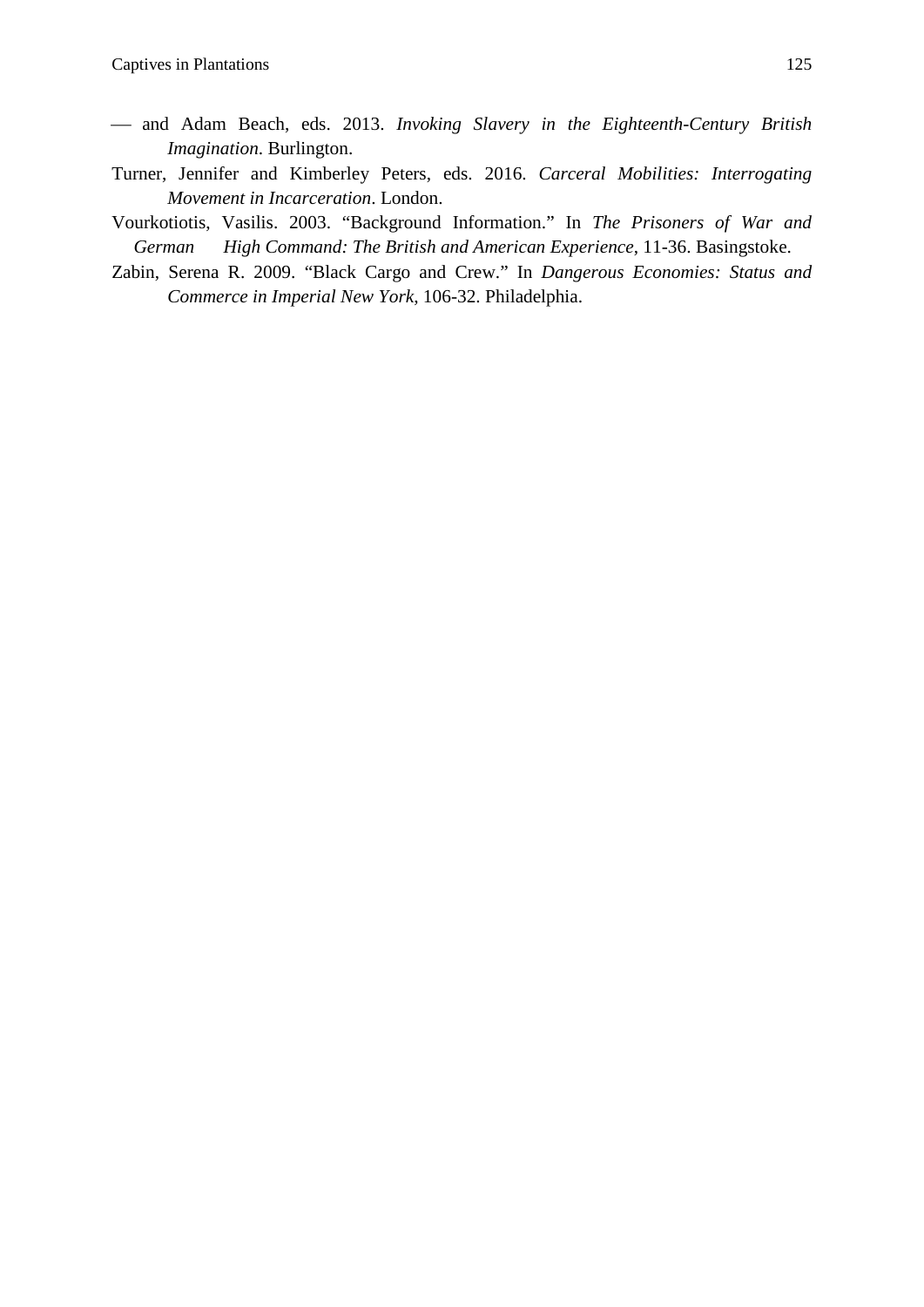— and Adam Beach, eds. 2013. *Invoking Slavery in the Eighteenth-Century British Imagination*. Burlington.

Turner, Jennifer and Kimberley Peters, eds. 2016. *Carceral Mobilities: Interrogating Movement in Incarceration*. London.

Vourkotiotis, Vasilis. 2003. "Background Information." In *The Prisoners of War and German High Command: The British and American Experience*, 11-36. Basingstoke.

Zabin, Serena R. 2009. "Black Cargo and Crew." In *Dangerous Economies: Status and Commerce in Imperial New York*, 106-32. Philadelphia.